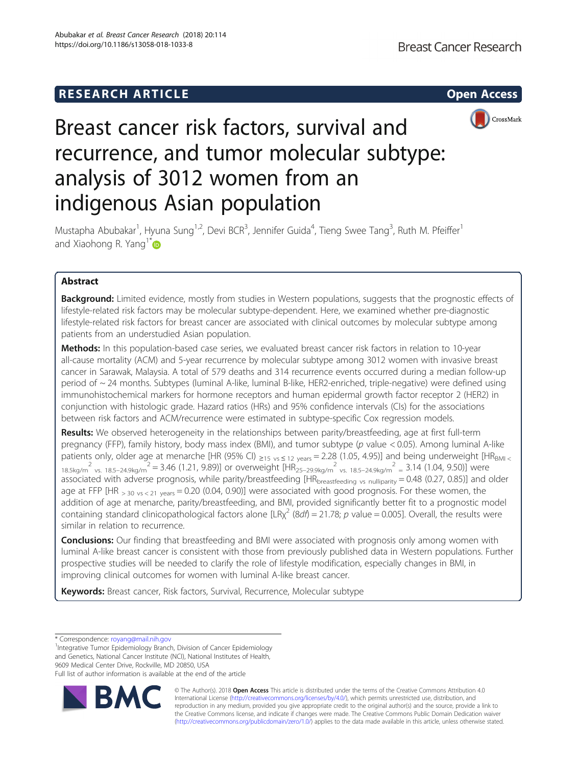RESEARCH ARTICLE

Open Access

# Breast cancer risk factors, survival and recurrence, and tumor molecular subtype: analysis of 3012 women from an indigenous Asian population

Mustapha Abubakar[1], Hyuna Sung[1,2], Devi BCR[3], Jennifer Guida[4], Tieng Swee Tang[3], Ruth M. Pfeiffer[1] and Xiaohong R. Yang[1*]

## Abstract

**Background:** Limited evidence, mostly from studies in Western populations, suggests that the prognostic effects of lifestyle-related risk factors may be molecular subtype-dependent. Here, we examined whether pre-diagnostic lifestyle-related risk factors for breast cancer are associated with clinical outcomes by molecular subtype among patients from an understudied Asian population.

**Methods:** In this population-based case series, we evaluated breast cancer risk factors in relation to 10-year all-cause mortality (ACM) and 5-year recurrence by molecular subtype among 3012 women with invasive breast cancer in Sarawak, Malaysia. A total of 579 deaths and 314 recurrence events occurred during a median follow-up period of ~ 24 months. Subtypes (luminal A-like, luminal B-like, HER2-enriched, triple-negative) were defined using immunohistochemical markers for hormone receptors and human epidermal growth factor receptor 2 (HER2) in conjunction with histologic grade. Hazard ratios (HRs) and 95% confidence intervals (CIs) for the associations between risk factors and ACM/recurrence were estimated in subtype-specific Cox regression models.

**Results:** We observed heterogeneity in the relationships between parity/breastfeeding, age at first full-term pregnancy (FFP), family history, body mass index (BMI), and tumor subtype ($p$ value < 0.05). Among luminal A-like patients only, older age at menarche [HR (95% CI) $_{\geq 15 \text{ vs } \leq 12 \text{ years}}$ = 2.28 (1.05, 4.95)] and being underweight [$HR_{BMI < 18.5 kg/m^2 \text{ vs. } 18.5\text{–}24.9 kg/m^2}$ = 3.46 (1.21, 9.89)] or overweight [$HR_{25\text{–}29.9 kg/m^2 \text{ vs. } 18.5\text{–}24.9 kg/m^2}$ = 3.14 (1.04, 9.50)] were associated with adverse prognosis, while parity/breastfeeding [$HR_{\text{breastfeeding vs nulliparity}}$ = 0.48 (0.27, 0.85)] and older age at FFP [HR $_{> 30 \text{ vs} < 21 \text{ years}}$ = 0.20 (0.04, 0.90)] were associated with good prognosis. For these women, the addition of age at menarche, parity/breastfeeding, and BMI, provided significantly better fit to a prognostic model containing standard clinicopathological factors alone [$LR\chi^2$ (8$df$) = 21.78; $p$ value = 0.005]. Overall, the results were similar in relation to recurrence.

**Conclusions:** Our finding that breastfeeding and BMI were associated with prognosis only among women with luminal A-like breast cancer is consistent with those from previously published data in Western populations. Further prospective studies will be needed to clarify the role of lifestyle modification, especially changes in BMI, in improving clinical outcomes for women with luminal A-like breast cancer.

**Keywords:** Breast cancer, Risk factors, Survival, Recurrence, Molecular subtype

\* Correspondence: royang@mail.nih.gov

[1]Integrative Tumor Epidemiology Branch, Division of Cancer Epidemiology and Genetics, National Cancer Institute (NCI), National Institutes of Health, 9609 Medical Center Drive, Rockville, MD 20850, USA

Full list of author information is available at the end of the article

© The Author(s). 2018 **Open Access** This article is distributed under the terms of the Creative Commons Attribution 4.0 International License (http://creativecommons.org/licenses/by/4.0/), which permits unrestricted use, distribution, and reproduction in any medium, provided you give appropriate credit to the original author(s) and the source, provide a link to the Creative Commons license, and indicate if changes were made. The Creative Commons Public Domain Dedication waiver (http://creativecommons.org/publicdomain/zero/1.0/) applies to the data made available in this article, unless otherwise stated.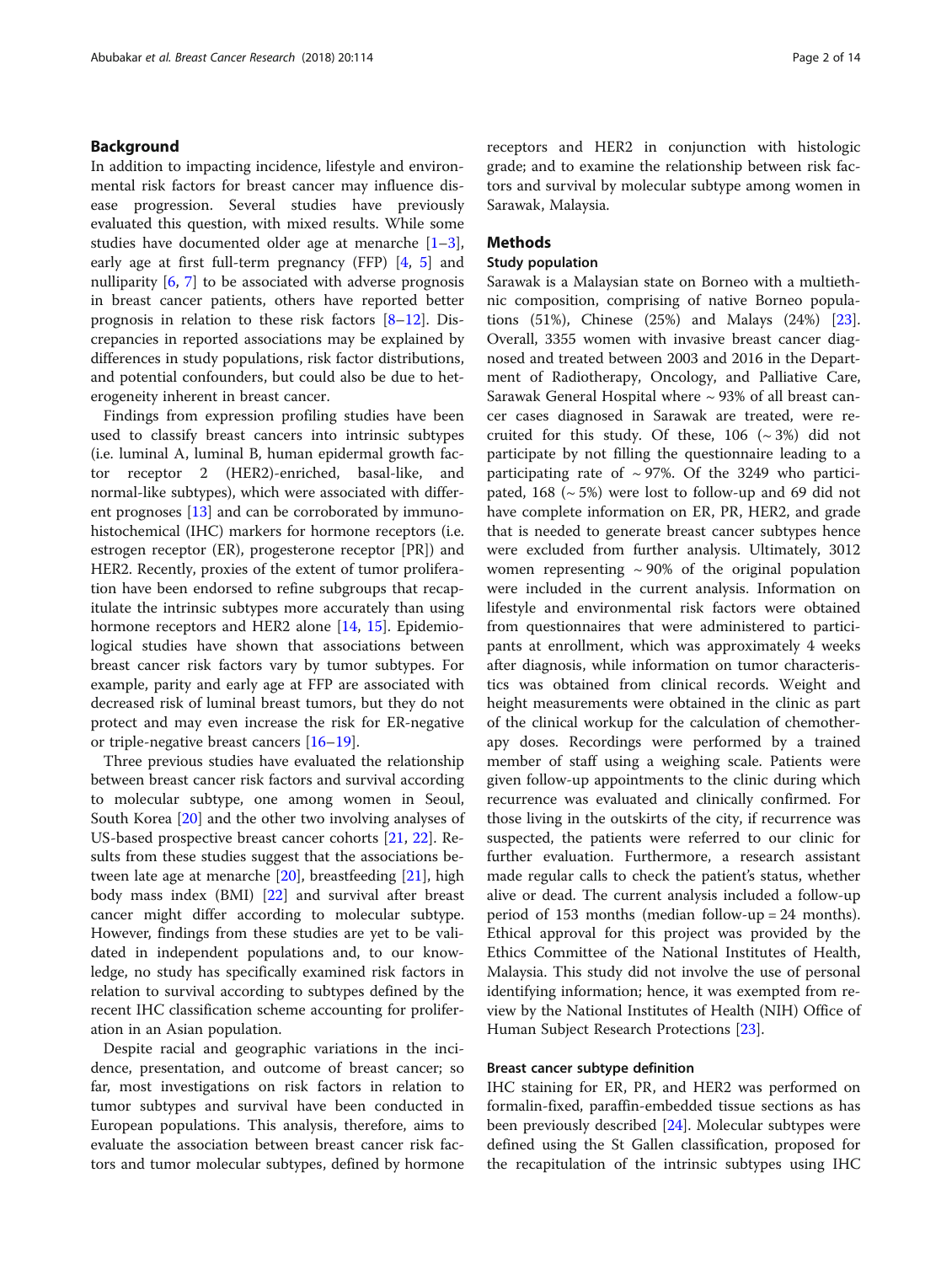## Background

In addition to impacting incidence, lifestyle and environmental risk factors for breast cancer may influence disease progression. Several studies have previously evaluated this question, with mixed results. While some studies have documented older age at menarche [1–3], early age at first full-term pregnancy (FFP) [4, 5] and nulliparity [6, 7] to be associated with adverse prognosis in breast cancer patients, others have reported better prognosis in relation to these risk factors [8–12]. Discrepancies in reported associations may be explained by differences in study populations, risk factor distributions, and potential confounders, but could also be due to heterogeneity inherent in breast cancer.

Findings from expression profiling studies have been used to classify breast cancers into intrinsic subtypes (i.e. luminal A, luminal B, human epidermal growth factor receptor 2 (HER2)-enriched, basal-like, and normal-like subtypes), which were associated with different prognoses [13] and can be corroborated by immunohistochemical (IHC) markers for hormone receptors (i.e. estrogen receptor (ER), progesterone receptor [PR]) and HER2. Recently, proxies of the extent of tumor proliferation have been endorsed to refine subgroups that recapitulate the intrinsic subtypes more accurately than using hormone receptors and HER2 alone [14, 15]. Epidemiological studies have shown that associations between breast cancer risk factors vary by tumor subtypes. For example, parity and early age at FFP are associated with decreased risk of luminal breast tumors, but they do not protect and may even increase the risk for ER-negative or triple-negative breast cancers [16–19].

Three previous studies have evaluated the relationship between breast cancer risk factors and survival according to molecular subtype, one among women in Seoul, South Korea [20] and the other two involving analyses of US-based prospective breast cancer cohorts [21, 22]. Results from these studies suggest that the associations between late age at menarche [20], breastfeeding [21], high body mass index (BMI) [22] and survival after breast cancer might differ according to molecular subtype. However, findings from these studies are yet to be validated in independent populations and, to our knowledge, no study has specifically examined risk factors in relation to survival according to subtypes defined by the recent IHC classification scheme accounting for proliferation in an Asian population.

Despite racial and geographic variations in the incidence, presentation, and outcome of breast cancer; so far, most investigations on risk factors in relation to tumor subtypes and survival have been conducted in European populations. This analysis, therefore, aims to evaluate the association between breast cancer risk factors and tumor molecular subtypes, defined by hormone receptors and HER2 in conjunction with histologic grade; and to examine the relationship between risk factors and survival by molecular subtype among women in Sarawak, Malaysia.

## Methods

### Study population

Sarawak is a Malaysian state on Borneo with a multiethnic composition, comprising of native Borneo populations (51%), Chinese (25%) and Malays (24%) [23]. Overall, 3355 women with invasive breast cancer diagnosed and treated between 2003 and 2016 in the Department of Radiotherapy, Oncology, and Palliative Care, Sarawak General Hospital where ~ 93% of all breast cancer cases diagnosed in Sarawak are treated, were recruited for this study. Of these, 106 (~ 3%) did not participate by not filling the questionnaire leading to a participating rate of ~ 97%. Of the 3249 who participated, 168 (~ 5%) were lost to follow-up and 69 did not have complete information on ER, PR, HER2, and grade that is needed to generate breast cancer subtypes hence were excluded from further analysis. Ultimately, 3012 women representing ~ 90% of the original population were included in the current analysis. Information on lifestyle and environmental risk factors were obtained from questionnaires that were administered to participants at enrollment, which was approximately 4 weeks after diagnosis, while information on tumor characteristics was obtained from clinical records. Weight and height measurements were obtained in the clinic as part of the clinical workup for the calculation of chemotherapy doses. Recordings were performed by a trained member of staff using a weighing scale. Patients were given follow-up appointments to the clinic during which recurrence was evaluated and clinically confirmed. For those living in the outskirts of the city, if recurrence was suspected, the patients were referred to our clinic for further evaluation. Furthermore, a research assistant made regular calls to check the patient's status, whether alive or dead. The current analysis included a follow-up period of 153 months (median follow-up = 24 months). Ethical approval for this project was provided by the Ethics Committee of the National Institutes of Health, Malaysia. This study did not involve the use of personal identifying information; hence, it was exempted from review by the National Institutes of Health (NIH) Office of Human Subject Research Protections [23].

### Breast cancer subtype definition

IHC staining for ER, PR, and HER2 was performed on formalin-fixed, paraffin-embedded tissue sections as has been previously described [24]. Molecular subtypes were defined using the St Gallen classification, proposed for the recapitulation of the intrinsic subtypes using IHC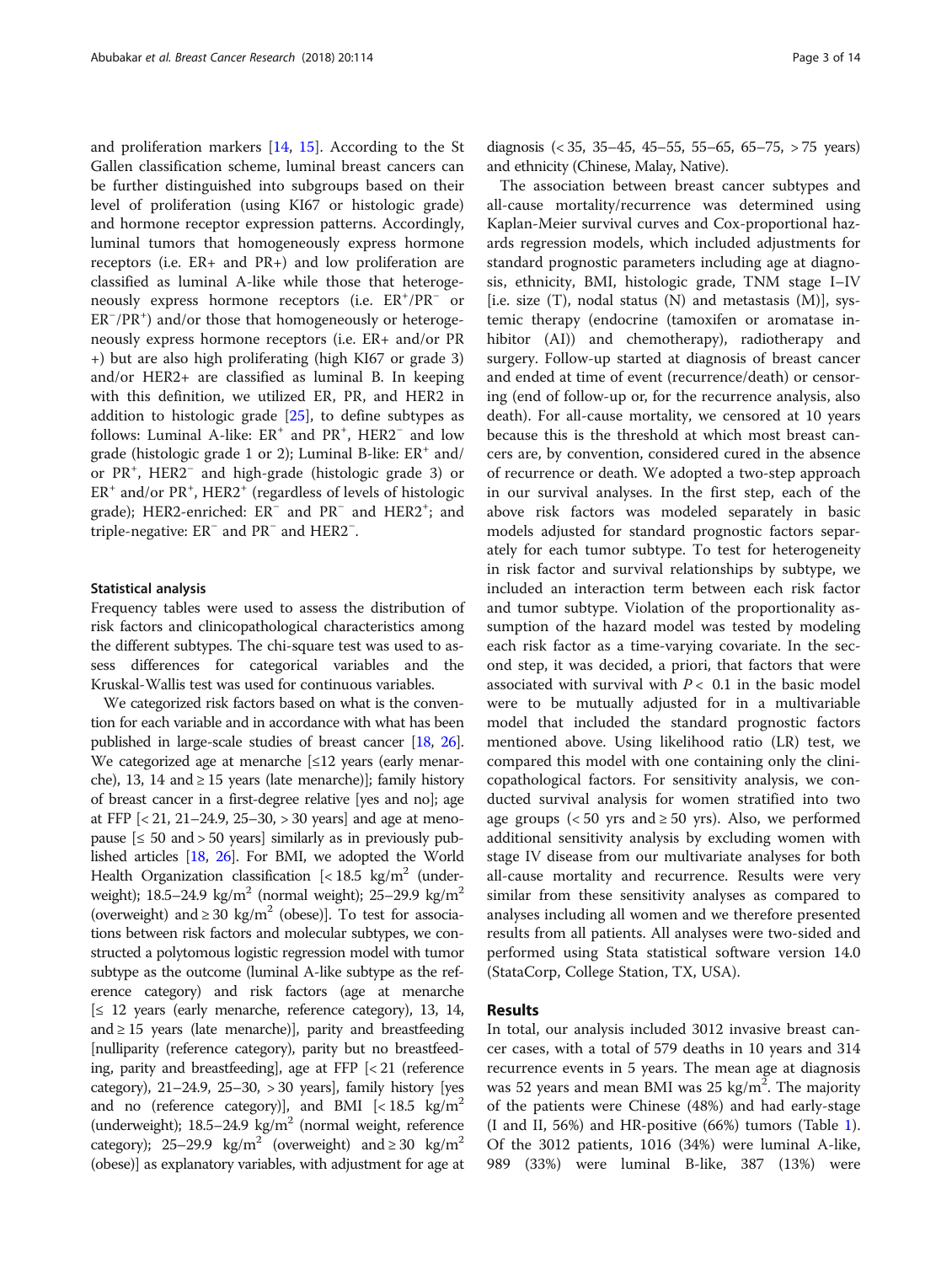and proliferation markers [14, 15]. According to the St Gallen classification scheme, luminal breast cancers can be further distinguished into subgroups based on their level of proliferation (using KI67 or histologic grade) and hormone receptor expression patterns. Accordingly, luminal tumors that homogeneously express hormone receptors (i.e. ER+ and PR+) and low proliferation are classified as luminal A-like while those that heterogeneously express hormone receptors (i.e. $ER^+/PR^-$ or $ER^-/PR^+$) and/or those that homogeneously or heterogeneously express hormone receptors (i.e. ER+ and/or PR +) but are also high proliferating (high KI67 or grade 3) and/or HER2+ are classified as luminal B. In keeping with this definition, we utilized ER, PR, and HER2 in addition to histologic grade [25], to define subtypes as follows: Luminal A-like: $ER^+$ and $PR^+$, $HER2^-$ and low grade (histologic grade 1 or 2); Luminal B-like: $ER^+$ and/or $PR^+$, $HER2^-$ and high-grade (histologic grade 3) or $ER^+$ and/or $PR^+$, $HER2^+$ (regardless of levels of histologic grade); HER2-enriched: $ER^-$ and $PR^-$ and $HER2^+$; and triple-negative: $ER^-$ and $PR^-$ and $HER2^-$.

### Statistical analysis

Frequency tables were used to assess the distribution of risk factors and clinicopathological characteristics among the different subtypes. The chi-square test was used to assess differences for categorical variables and the Kruskal-Wallis test was used for continuous variables.

We categorized risk factors based on what is the convention for each variable and in accordance with what has been published in large-scale studies of breast cancer [18, 26]. We categorized age at menarche [≤12 years (early menarche), 13, 14 and ≥ 15 years (late menarche)]; family history of breast cancer in a first-degree relative [yes and no]; age at FFP [< 21, 21–24.9, 25–30, > 30 years] and age at menopause [≤ 50 and > 50 years] similarly as in previously published articles [18, 26]. For BMI, we adopted the World Health Organization classification [< 18.5 $kg/m^2$ (underweight); 18.5–24.9 $kg/m^2$ (normal weight); 25–29.9 $kg/m^2$ (overweight) and ≥ 30 $kg/m^2$ (obese)]. To test for associations between risk factors and molecular subtypes, we constructed a polytomous logistic regression model with tumor subtype as the outcome (luminal A-like subtype as the reference category) and risk factors (age at menarche [≤ 12 years (early menarche, reference category), 13, 14, and ≥ 15 years (late menarche)], parity and breastfeeding [nulliparity (reference category), parity but no breastfeeding, parity and breastfeeding], age at FFP [< 21 (reference category), 21–24.9, 25–30, > 30 years], family history [yes and no (reference category)], and BMI [< 18.5 $kg/m^2$ (underweight); 18.5–24.9 $kg/m^2$ (normal weight, reference category); 25–29.9 $kg/m^2$ (overweight) and ≥ 30 $kg/m^2$ (obese)] as explanatory variables, with adjustment for age at diagnosis (< 35, 35–45, 45–55, 55–65, 65–75, > 75 years) and ethnicity (Chinese, Malay, Native).

The association between breast cancer subtypes and all-cause mortality/recurrence was determined using Kaplan-Meier survival curves and Cox-proportional hazards regression models, which included adjustments for standard prognostic parameters including age at diagnosis, ethnicity, BMI, histologic grade, TNM stage I–IV [i.e. size (T), nodal status (N) and metastasis (M)], systemic therapy (endocrine (tamoxifen or aromatase inhibitor (AI)) and chemotherapy), radiotherapy and surgery. Follow-up started at diagnosis of breast cancer and ended at time of event (recurrence/death) or censoring (end of follow-up or, for the recurrence analysis, also death). For all-cause mortality, we censored at 10 years because this is the threshold at which most breast cancers are, by convention, considered cured in the absence of recurrence or death. We adopted a two-step approach in our survival analyses. In the first step, each of the above risk factors was modeled separately in basic models adjusted for standard prognostic factors separately for each tumor subtype. To test for heterogeneity in risk factor and survival relationships by subtype, we included an interaction term between each risk factor and tumor subtype. Violation of the proportionality assumption of the hazard model was tested by modeling each risk factor as a time-varying covariate. In the second step, it was decided, a priori, that factors that were associated with survival with $P < 0.1$ in the basic model were to be mutually adjusted for in a multivariable model that included the standard prognostic factors mentioned above. Using likelihood ratio (LR) test, we compared this model with one containing only the clinicopathological factors. For sensitivity analysis, we conducted survival analysis for women stratified into two age groups (< 50 yrs and ≥ 50 yrs). Also, we performed additional sensitivity analysis by excluding women with stage IV disease from our multivariate analyses for both all-cause mortality and recurrence. Results were very similar from these sensitivity analyses as compared to analyses including all women and we therefore presented results from all patients. All analyses were two-sided and performed using Stata statistical software version 14.0 (StataCorp, College Station, TX, USA).

## Results

In total, our analysis included 3012 invasive breast cancer cases, with a total of 579 deaths in 10 years and 314 recurrence events in 5 years. The mean age at diagnosis was 52 years and mean BMI was 25 $kg/m^2$. The majority of the patients were Chinese (48%) and had early-stage (I and II, 56%) and HR-positive (66%) tumors (Table 1). Of the 3012 patients, 1016 (34%) were luminal A-like, 989 (33%) were luminal B-like, 387 (13%) were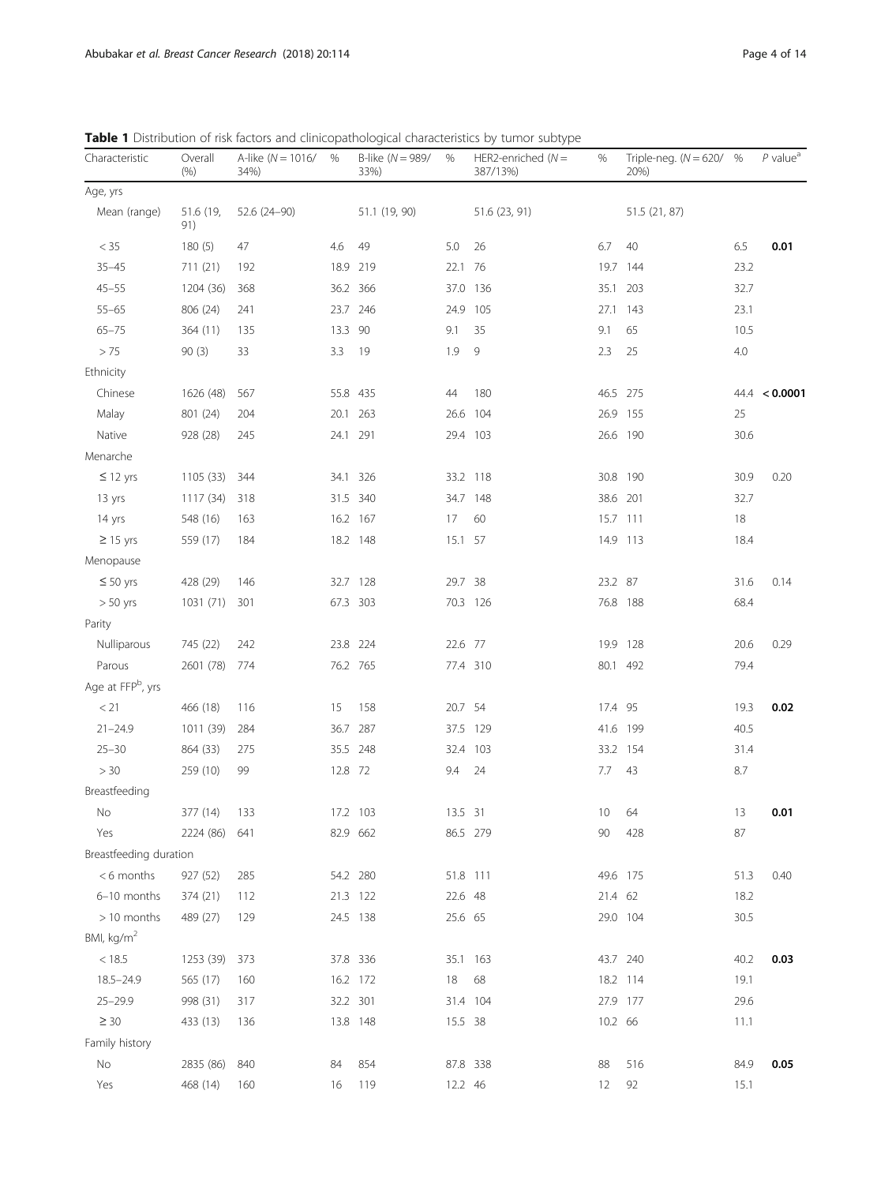**Table 1** Distribution of risk factors and clinicopathological characteristics by tumor subtype

| Characteristic | Overall (%) | A-like ($N = 1016$/ 34%) | % | B-like ($N = 989$/ 33%) | % | HER2-enriched ($N =$ 387/13%) | % | Triple-neg. ($N = 620$/ 20%) | % | $P$ value[a] |
|---|---|---|---|---|---|---|---|---|---|---|
| Age, yrs | | | | | | | | | | |
| Mean (range) | 51.6 (19, 91) | 52.6 (24–90) | | 51.1 (19, 90) | | 51.6 (23, 91) | | 51.5 (21, 87) | | |
| < 35 | 180 (5) | 47 | 4.6 | 49 | 5.0 | 26 | 6.7 | 40 | 6.5 | **0.01** |
| 35–45 | 711 (21) | 192 | 18.9 | 219 | 22.1 | 76 | 19.7 | 144 | 23.2 | |
| 45–55 | 1204 (36) | 368 | 36.2 | 366 | 37.0 | 136 | 35.1 | 203 | 32.7 | |
| 55–65 | 806 (24) | 241 | 23.7 | 246 | 24.9 | 105 | 27.1 | 143 | 23.1 | |
| 65–75 | 364 (11) | 135 | 13.3 | 90 | 9.1 | 35 | 9.1 | 65 | 10.5 | |
| > 75 | 90 (3) | 33 | 3.3 | 19 | 1.9 | 9 | 2.3 | 25 | 4.0 | |
| Ethnicity | | | | | | | | | | |
| Chinese | 1626 (48) | 567 | 55.8 | 435 | 44 | 180 | 46.5 | 275 | 44.4 | **< 0.0001** |
| Malay | 801 (24) | 204 | 20.1 | 263 | 26.6 | 104 | 26.9 | 155 | 25 | |
| Native | 928 (28) | 245 | 24.1 | 291 | 29.4 | 103 | 26.6 | 190 | 30.6 | |
| Menarche | | | | | | | | | | |
| ≤ 12 yrs | 1105 (33) | 344 | 34.1 | 326 | 33.2 | 118 | 30.8 | 190 | 30.9 | 0.20 |
| 13 yrs | 1117 (34) | 318 | 31.5 | 340 | 34.7 | 148 | 38.6 | 201 | 32.7 | |
| 14 yrs | 548 (16) | 163 | 16.2 | 167 | 17 | 60 | 15.7 | 111 | 18 | |
| ≥ 15 yrs | 559 (17) | 184 | 18.2 | 148 | 15.1 | 57 | 14.9 | 113 | 18.4 | |
| Menopause | | | | | | | | | | |
| ≤ 50 yrs | 428 (29) | 146 | 32.7 | 128 | 29.7 | 38 | 23.2 | 87 | 31.6 | 0.14 |
| > 50 yrs | 1031 (71) | 301 | 67.3 | 303 | 70.3 | 126 | 76.8 | 188 | 68.4 | |
| Parity | | | | | | | | | | |
| Nulliparous | 745 (22) | 242 | 23.8 | 224 | 22.6 | 77 | 19.9 | 128 | 20.6 | 0.29 |
| Parous | 2601 (78) | 774 | 76.2 | 765 | 77.4 | 310 | 80.1 | 492 | 79.4 | |
| Age at FFP[b], yrs | | | | | | | | | | |
| < 21 | 466 (18) | 116 | 15 | 158 | 20.7 | 54 | 17.4 | 95 | 19.3 | **0.02** |
| 21–24.9 | 1011 (39) | 284 | 36.7 | 287 | 37.5 | 129 | 41.6 | 199 | 40.5 | |
| 25–30 | 864 (33) | 275 | 35.5 | 248 | 32.4 | 103 | 33.2 | 154 | 31.4 | |
| > 30 | 259 (10) | 99 | 12.8 | 72 | 9.4 | 24 | 7.7 | 43 | 8.7 | |
| Breastfeeding | | | | | | | | | | |
| No | 377 (14) | 133 | 17.2 | 103 | 13.5 | 31 | 10 | 64 | 13 | **0.01** |
| Yes | 2224 (86) | 641 | 82.9 | 662 | 86.5 | 279 | 90 | 428 | 87 | |
| Breastfeeding duration | | | | | | | | | | |
| < 6 months | 927 (52) | 285 | 54.2 | 280 | 51.8 | 111 | 49.6 | 175 | 51.3 | 0.40 |
| 6–10 months | 374 (21) | 112 | 21.3 | 122 | 22.6 | 48 | 21.4 | 62 | 18.2 | |
| > 10 months | 489 (27) | 129 | 24.5 | 138 | 25.6 | 65 | 29.0 | 104 | 30.5 | |
| BMI, kg/m$^2$ | | | | | | | | | | |
| < 18.5 | 1253 (39) | 373 | 37.8 | 336 | 35.1 | 163 | 43.7 | 240 | 40.2 | **0.03** |
| 18.5–24.9 | 565 (17) | 160 | 16.2 | 172 | 18 | 68 | 18.2 | 114 | 19.1 | |
| 25–29.9 | 998 (31) | 317 | 32.2 | 301 | 31.4 | 104 | 27.9 | 177 | 29.6 | |
| ≥ 30 | 433 (13) | 136 | 13.8 | 148 | 15.5 | 38 | 10.2 | 66 | 11.1 | |
| Family history | | | | | | | | | | |
| No | 2835 (86) | 840 | 84 | 854 | 87.8 | 338 | 88 | 516 | 84.9 | **0.05** |
| Yes | 468 (14) | 160 | 16 | 119 | 12.2 | 46 | 12 | 92 | 15.1 | |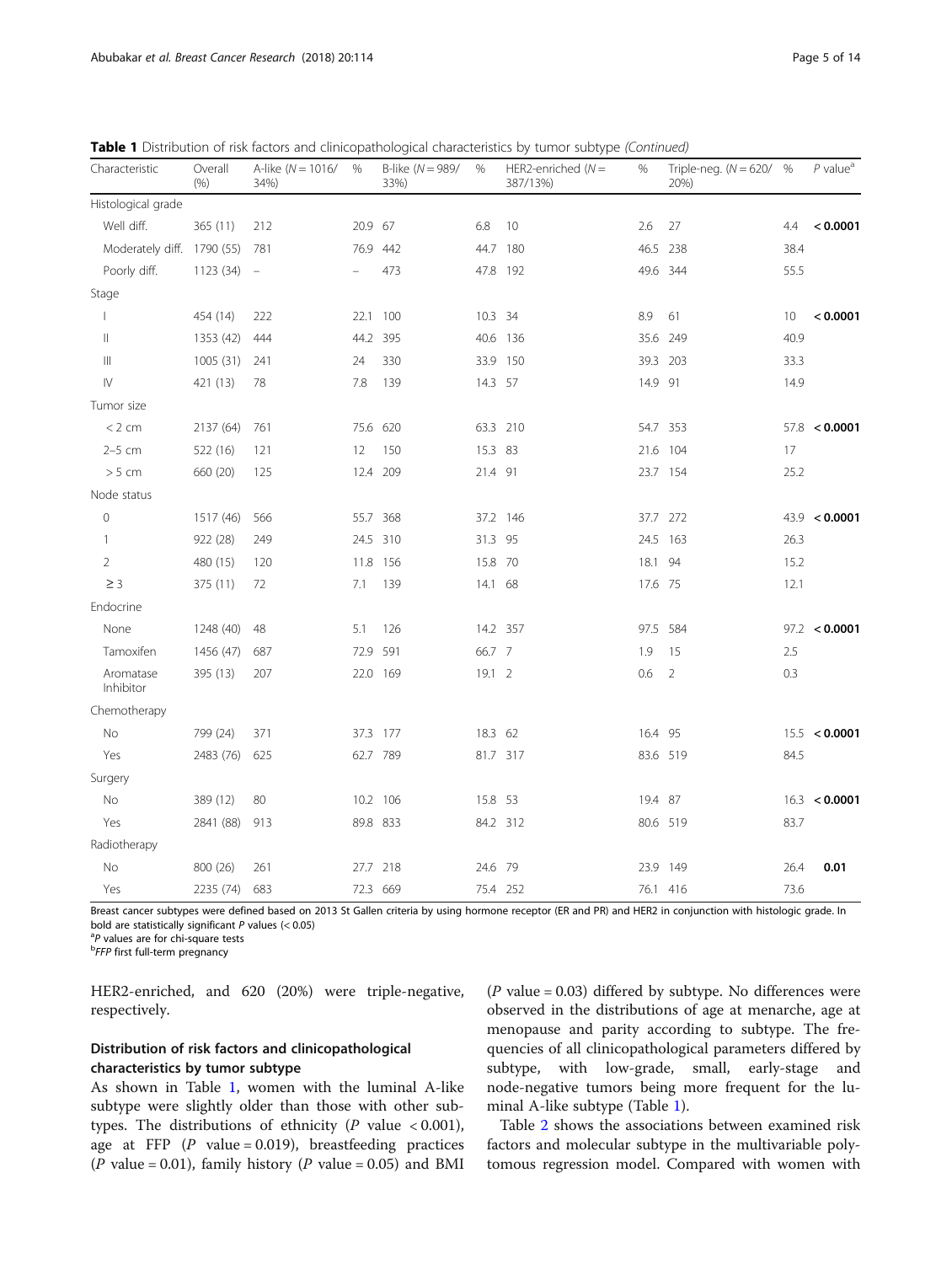**Table 1** Distribution of risk factors and clinicopathological characteristics by tumor subtype *(Continued)*

| Characteristic | Overall (%) | A-like (N = 1016/ 34%) | % | B-like (N = 989/ 33%) | % | HER2-enriched (N = 387/13%) | % | Triple-neg. (N = 620/ 20%) | % | P value[a] |
|---|---|---|---|---|---|---|---|---|---|---|
| Histological grade | | | | | | | | | | |
| Well diff. | 365 (11) | 212 | 20.9 | 67 | 6.8 | 10 | 2.6 | 27 | 4.4 | **< 0.0001** |
| Moderately diff. | 1790 (55) | 781 | 76.9 | 442 | 44.7 | 180 | 46.5 | 238 | 38.4 | |
| Poorly diff. | 1123 (34) | – | – | 473 | 47.8 | 192 | 49.6 | 344 | 55.5 | |
| Stage | | | | | | | | | | |
| I | 454 (14) | 222 | 22.1 | 100 | 10.3 | 34 | 8.9 | 61 | 10 | **< 0.0001** |
| II | 1353 (42) | 444 | 44.2 | 395 | 40.6 | 136 | 35.6 | 249 | 40.9 | |
| III | 1005 (31) | 241 | 24 | 330 | 33.9 | 150 | 39.3 | 203 | 33.3 | |
| IV | 421 (13) | 78 | 7.8 | 139 | 14.3 | 57 | 14.9 | 91 | 14.9 | |
| Tumor size | | | | | | | | | | |
| < 2 cm | 2137 (64) | 761 | 75.6 | 620 | 63.3 | 210 | 54.7 | 353 | 57.8 | **< 0.0001** |
| 2–5 cm | 522 (16) | 121 | 12 | 150 | 15.3 | 83 | 21.6 | 104 | 17 | |
| > 5 cm | 660 (20) | 125 | 12.4 | 209 | 21.4 | 91 | 23.7 | 154 | 25.2 | |
| Node status | | | | | | | | | | |
| 0 | 1517 (46) | 566 | 55.7 | 368 | 37.2 | 146 | 37.7 | 272 | 43.9 | **< 0.0001** |
| 1 | 922 (28) | 249 | 24.5 | 310 | 31.3 | 95 | 24.5 | 163 | 26.3 | |
| 2 | 480 (15) | 120 | 11.8 | 156 | 15.8 | 70 | 18.1 | 94 | 15.2 | |
| ≥ 3 | 375 (11) | 72 | 7.1 | 139 | 14.1 | 68 | 17.6 | 75 | 12.1 | |
| Endocrine | | | | | | | | | | |
| None | 1248 (40) | 48 | 5.1 | 126 | 14.2 | 357 | 97.5 | 584 | 97.2 | **< 0.0001** |
| Tamoxifen | 1456 (47) | 687 | 72.9 | 591 | 66.7 | 7 | 1.9 | 15 | 2.5 | |
| Aromatase Inhibitor | 395 (13) | 207 | 22.0 | 169 | 19.1 | 2 | 0.6 | 2 | 0.3 | |
| Chemotherapy | | | | | | | | | | |
| No | 799 (24) | 371 | 37.3 | 177 | 18.3 | 62 | 16.4 | 95 | 15.5 | **< 0.0001** |
| Yes | 2483 (76) | 625 | 62.7 | 789 | 81.7 | 317 | 83.6 | 519 | 84.5 | |
| Surgery | | | | | | | | | | |
| No | 389 (12) | 80 | 10.2 | 106 | 15.8 | 53 | 19.4 | 87 | 16.3 | **< 0.0001** |
| Yes | 2841 (88) | 913 | 89.8 | 833 | 84.2 | 312 | 80.6 | 519 | 83.7 | |
| Radiotherapy | | | | | | | | | | |
| No | 800 (26) | 261 | 27.7 | 218 | 24.6 | 79 | 23.9 | 149 | 26.4 | **0.01** |
| Yes | 2235 (74) | 683 | 72.3 | 669 | 75.4 | 252 | 76.1 | 416 | 73.6 | |

Breast cancer subtypes were defined based on 2013 St Gallen criteria by using hormone receptor (ER and PR) and HER2 in conjunction with histologic grade. In bold are statistically significant *P* values (< 0.05)
[a]*P* values are for chi-square tests
[b]*FFP* first full-term pregnancy

HER2-enriched, and 620 (20%) were triple-negative, respectively.

### Distribution of risk factors and clinicopathological characteristics by tumor subtype

As shown in Table 1, women with the luminal A-like subtype were slightly older than those with other subtypes. The distributions of ethnicity (*P* value < 0.001), age at FFP (*P* value = 0.019), breastfeeding practices (*P* value = 0.01), family history (*P* value = 0.05) and BMI (*P* value = 0.03) differed by subtype. No differences were observed in the distributions of age at menarche, age at menopause and parity according to subtype. The frequencies of all clinicopathological parameters differed by subtype, with low-grade, small, early-stage and node-negative tumors being more frequent for the luminal A-like subtype (Table 1).

Table 2 shows the associations between examined risk factors and molecular subtype in the multivariable polytomous regression model. Compared with women with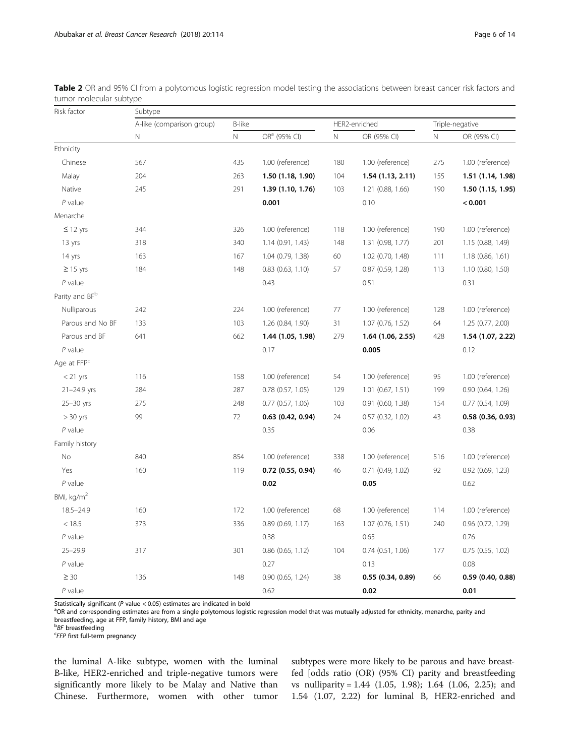**Table 2** OR and 95% CI from a polytomous logistic regression model testing the associations between breast cancer risk factors and tumor molecular subtype

| Risk factor | Subtype | | | | | | |
|---|---|---|---|---|---|---|---|
| | A-like (comparison group) | B-like | | HER2-enriched | | Triple-negative | |
| | N | N | OR[a] (95% CI) | N | OR (95% CI) | N | OR (95% CI) |
| Ethnicity | | | | | | | |
| Chinese | 567 | 435 | 1.00 (reference) | 180 | 1.00 (reference) | 275 | 1.00 (reference) |
| Malay | 204 | 263 | **1.50 (1.18, 1.90)** | 104 | **1.54 (1.13, 2.11)** | 155 | **1.51 (1.14, 1.98)** |
| Native | 245 | 291 | **1.39 (1.10, 1.76)** | 103 | 1.21 (0.88, 1.66) | 190 | **1.50 (1.15, 1.95)** |
| *P* value | | | **0.001** | | 0.10 | | **< 0.001** |
| Menarche | | | | | | | |
| ≤ 12 yrs | 344 | 326 | 1.00 (reference) | 118 | 1.00 (reference) | 190 | 1.00 (reference) |
| 13 yrs | 318 | 340 | 1.14 (0.91, 1.43) | 148 | 1.31 (0.98, 1.77) | 201 | 1.15 (0.88, 1.49) |
| 14 yrs | 163 | 167 | 1.04 (0.79, 1.38) | 60 | 1.02 (0.70, 1.48) | 111 | 1.18 (0.86, 1.61) |
| ≥ 15 yrs | 184 | 148 | 0.83 (0.63, 1.10) | 57 | 0.87 (0.59, 1.28) | 113 | 1.10 (0.80, 1.50) |
| *P* value | | | 0.43 | | 0.51 | | 0.31 |
| Parity and BF[b] | | | | | | | |
| Nulliparous | 242 | 224 | 1.00 (reference) | 77 | 1.00 (reference) | 128 | 1.00 (reference) |
| Parous and No BF | 133 | 103 | 1.26 (0.84, 1.90) | 31 | 1.07 (0.76, 1.52) | 64 | 1.25 (0.77, 2.00) |
| Parous and BF | 641 | 662 | **1.44 (1.05, 1.98)** | 279 | **1.64 (1.06, 2.55)** | 428 | **1.54 (1.07, 2.22)** |
| *P* value | | | 0.17 | | **0.005** | | 0.12 |
| Age at FFP[c] | | | | | | | |
| < 21 yrs | 116 | 158 | 1.00 (reference) | 54 | 1.00 (reference) | 95 | 1.00 (reference) |
| 21–24.9 yrs | 284 | 287 | 0.78 (0.57, 1.05) | 129 | 1.01 (0.67, 1.51) | 199 | 0.90 (0.64, 1.26) |
| 25–30 yrs | 275 | 248 | 0.77 (0.57, 1.06) | 103 | 0.91 (0.60, 1.38) | 154 | 0.77 (0.54, 1.09) |
| > 30 yrs | 99 | 72 | **0.63 (0.42, 0.94)** | 24 | 0.57 (0.32, 1.02) | 43 | **0.58 (0.36, 0.93)** |
| *P* value | | | 0.35 | | 0.06 | | 0.38 |
| Family history | | | | | | | |
| No | 840 | 854 | 1.00 (reference) | 338 | 1.00 (reference) | 516 | 1.00 (reference) |
| Yes | 160 | 119 | **0.72 (0.55, 0.94)** | 46 | 0.71 (0.49, 1.02) | 92 | 0.92 (0.69, 1.23) |
| *P* value | | | **0.02** | | **0.05** | | 0.62 |
| BMI, kg/m$^2$ | | | | | | | |
| 18.5–24.9 | 160 | 172 | 1.00 (reference) | 68 | 1.00 (reference) | 114 | 1.00 (reference) |
| < 18.5 | 373 | 336 | 0.89 (0.69, 1.17) | 163 | 1.07 (0.76, 1.51) | 240 | 0.96 (0.72, 1.29) |
| *P* value | | | 0.38 | | 0.65 | | 0.76 |
| 25–29.9 | 317 | 301 | 0.86 (0.65, 1.12) | 104 | 0.74 (0.51, 1.06) | 177 | 0.75 (0.55, 1.02) |
| *P* value | | | 0.27 | | 0.13 | | 0.08 |
| ≥ 30 | 136 | 148 | 0.90 (0.65, 1.24) | 38 | **0.55 (0.34, 0.89)** | 66 | **0.59 (0.40, 0.88)** |
| *P* value | | | 0.62 | | **0.02** | | **0.01** |

Statistically significant (*P* value < 0.05) estimates are indicated in bold

[a]OR and corresponding estimates are from a single polytomous logistic regression model that was mutually adjusted for ethnicity, menarche, parity and breastfeeding, age at FFP, family history, BMI and age

[b]*BF* breastfeeding

[c]*FFP* first full-term pregnancy

the luminal A-like subtype, women with the luminal B-like, HER2-enriched and triple-negative tumors were significantly more likely to be Malay and Native than Chinese. Furthermore, women with other tumor subtypes were more likely to be parous and have breastfed [odds ratio (OR) (95% CI) parity and breastfeeding vs nulliparity = 1.44 (1.05, 1.98); 1.64 (1.06, 2.25); and 1.54 (1.07, 2.22) for luminal B, HER2-enriched and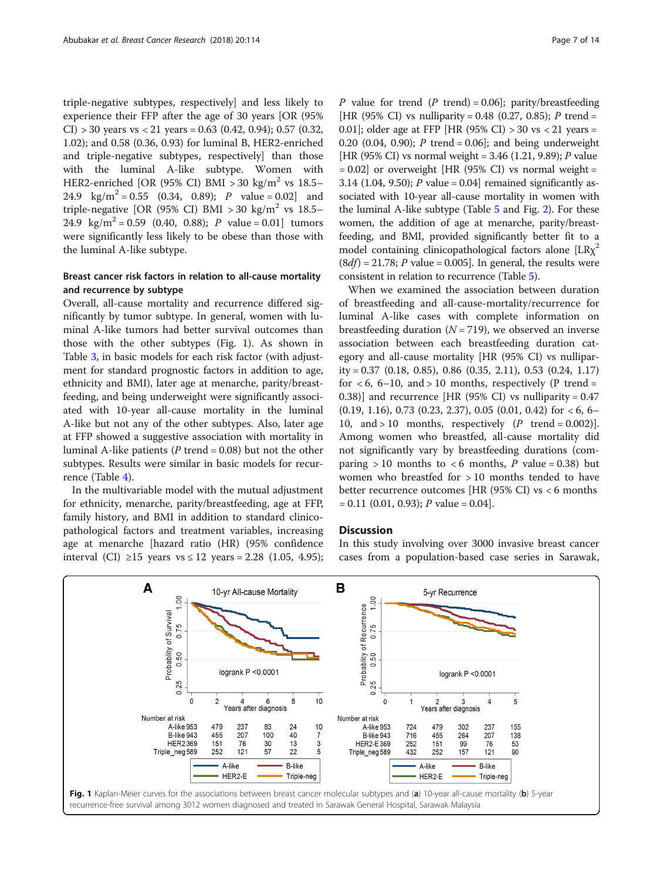triple-negative subtypes, respectively] and less likely to experience their FFP after the age of 30 years [OR (95% CI) > 30 years vs < 21 years = 0.63 (0.42, 0.94); 0.57 (0.32, 1.02); and 0.58 (0.36, 0.93) for luminal B, HER2-enriched and triple-negative subtypes, respectively] than those with the luminal A-like subtype. Women with HER2-enriched [OR (95% CI) BMI > 30 kg/m$^2$ vs 18.5–24.9 kg/m$^2$ = 0.55 (0.34, 0.89); *P* value = 0.02] and triple-negative [OR (95% CI) BMI > 30 kg/m$^2$ vs 18.5–24.9 kg/m$^2$ = 0.59 (0.40, 0.88); *P* value = 0.01] tumors were significantly less likely to be obese than those with the luminal A-like subtype.

### Breast cancer risk factors in relation to all-cause mortality and recurrence by subtype

Overall, all-cause mortality and recurrence differed significantly by tumor subtype. In general, women with luminal A-like tumors had better survival outcomes than those with the other subtypes (Fig. 1). As shown in Table 3, in basic models for each risk factor (with adjustment for standard prognostic factors in addition to age, ethnicity and BMI), later age at menarche, parity/breastfeeding, and being underweight were significantly associated with 10-year all-cause mortality in the luminal A-like but not any of the other subtypes. Also, later age at FFP showed a suggestive association with mortality in luminal A-like patients (*P* trend = 0.08) but not the other subtypes. Results were similar in basic models for recurrence (Table 4).

In the multivariable model with the mutual adjustment for ethnicity, menarche, parity/breastfeeding, age at FFP, family history, and BMI in addition to standard clinicopathological factors and treatment variables, increasing age at menarche [hazard ratio (HR) (95% confidence interval (CI) ≥15 years vs ≤ 12 years = 2.28 (1.05, 4.95); *P* value for trend (*P* trend) = 0.06]; parity/breastfeeding [HR (95% CI) vs nulliparity = 0.48 (0.27, 0.85); *P* trend = 0.01]; older age at FFP [HR (95% CI) > 30 vs < 21 years = 0.20 (0.04, 0.90); *P* trend = 0.06]; and being underweight [HR (95% CI) vs normal weight = 3.46 (1.21, 9.89); *P* value = 0.02] or overweight [HR (95% CI) vs normal weight = 3.14 (1.04, 9.50); *P* value = 0.04] remained significantly associated with 10-year all-cause mortality in women with the luminal A-like subtype (Table 5 and Fig. 2). For these women, the addition of age at menarche, parity/breastfeeding, and BMI, provided significantly better fit to a model containing clinicopathological factors alone [LR$\chi^2$ (8*df*) = 21.78; *P* value = 0.005]. In general, the results were consistent in relation to recurrence (Table 5).

When we examined the association between duration of breastfeeding and all-cause-mortality/recurrence for luminal A-like cases with complete information on breastfeeding duration (*N* = 719), we observed an inverse association between each breastfeeding duration category and all-cause mortality [HR (95% CI) vs nulliparity = 0.37 (0.18, 0.85), 0.86 (0.35, 2.11), 0.53 (0.24, 1.17) for < 6, 6–10, and > 10 months, respectively (P trend = 0.38)] and recurrence [HR (95% CI) vs nulliparity = 0.47 (0.19, 1.16), 0.73 (0.23, 2.37), 0.05 (0.01, 0.42) for < 6, 6–10, and > 10 months, respectively (*P* trend = 0.002)]. Among women who breastfed, all-cause mortality did not significantly vary by breastfeeding durations (comparing > 10 months to < 6 months, *P* value = 0.38) but women who breastfed for > 10 months tended to have better recurrence outcomes [HR (95% CI) vs < 6 months = 0.11 (0.01, 0.93); *P* value = 0.04].

## Discussion

In this study involving over 3000 invasive breast cancer cases from a population-based case series in Sarawak,

**Fig. 1** Kaplan-Meier curves for the associations between breast cancer molecular subtypes and (**a**) 10-year all-cause mortality (**b**) 5-year recurrence-free survival among 3012 women diagnosed and treated in Sarawak General Hospital, Sarawak Malaysia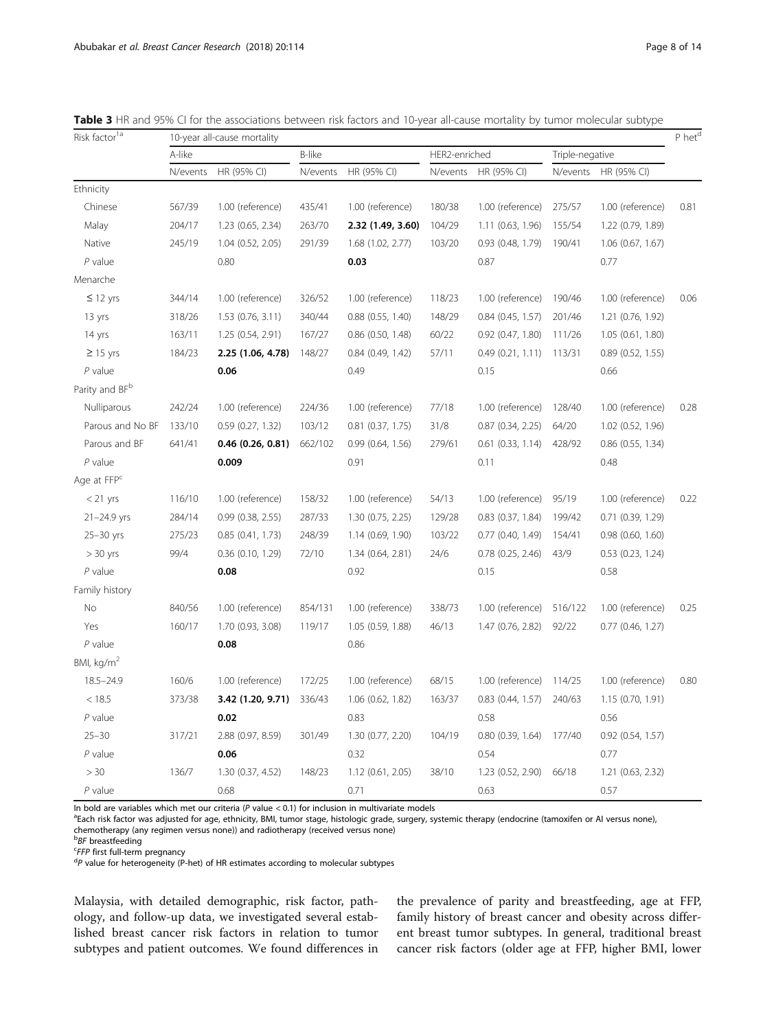**Table 3** HR and 95% CI for the associations between risk factors and 10-year all-cause mortality by tumor molecular subtype

| Risk factor[1a] | 10-year all-cause mortality | | | | | | | | P het[d] |
|---|---|---|---|---|---|---|---|---|---|
| | A-like | | B-like | | HER2-enriched | | Triple-negative | | |
| | N/events | HR (95% CI) | N/events | HR (95% CI) | N/events | HR (95% CI) | N/events | HR (95% CI) | |
| Ethnicity | | | | | | | | | |
| Chinese | 567/39 | 1.00 (reference) | 435/41 | 1.00 (reference) | 180/38 | 1.00 (reference) | 275/57 | 1.00 (reference) | 0.81 |
| Malay | 204/17 | 1.23 (0.65, 2.34) | 263/70 | **2.32 (1.49, 3.60)** | 104/29 | 1.11 (0.63, 1.96) | 155/54 | 1.22 (0.79, 1.89) | |
| Native | 245/19 | 1.04 (0.52, 2.05) | 291/39 | 1.68 (1.02, 2.77) | 103/20 | 0.93 (0.48, 1.79) | 190/41 | 1.06 (0.67, 1.67) | |
| *P* value | | 0.80 | | **0.03** | | 0.87 | | 0.77 | |
| Menarche | | | | | | | | | |
| ≤ 12 yrs | 344/14 | 1.00 (reference) | 326/52 | 1.00 (reference) | 118/23 | 1.00 (reference) | 190/46 | 1.00 (reference) | 0.06 |
| 13 yrs | 318/26 | 1.53 (0.76, 3.11) | 340/44 | 0.88 (0.55, 1.40) | 148/29 | 0.84 (0.45, 1.57) | 201/46 | 1.21 (0.76, 1.92) | |
| 14 yrs | 163/11 | 1.25 (0.54, 2.91) | 167/27 | 0.86 (0.50, 1.48) | 60/22 | 0.92 (0.47, 1.80) | 111/26 | 1.05 (0.61, 1.80) | |
| ≥ 15 yrs | 184/23 | **2.25 (1.06, 4.78)** | 148/27 | 0.84 (0.49, 1.42) | 57/11 | 0.49 (0.21, 1.11) | 113/31 | 0.89 (0.52, 1.55) | |
| *P* value | | **0.06** | | 0.49 | | 0.15 | | 0.66 | |
| Parity and BF[b] | | | | | | | | | |
| Nulliparous | 242/24 | 1.00 (reference) | 224/36 | 1.00 (reference) | 77/18 | 1.00 (reference) | 128/40 | 1.00 (reference) | 0.28 |
| Parous and No BF | 133/10 | 0.59 (0.27, 1.32) | 103/12 | 0.81 (0.37, 1.75) | 31/8 | 0.87 (0.34, 2.25) | 64/20 | 1.02 (0.52, 1.96) | |
| Parous and BF | 641/41 | **0.46 (0.26, 0.81)** | 662/102 | 0.99 (0.64, 1.56) | 279/61 | 0.61 (0.33, 1.14) | 428/92 | 0.86 (0.55, 1.34) | |
| *P* value | | **0.009** | | 0.91 | | 0.11 | | 0.48 | |
| Age at FFP[c] | | | | | | | | | |
| < 21 yrs | 116/10 | 1.00 (reference) | 158/32 | 1.00 (reference) | 54/13 | 1.00 (reference) | 95/19 | 1.00 (reference) | 0.22 |
| 21–24.9 yrs | 284/14 | 0.99 (0.38, 2.55) | 287/33 | 1.30 (0.75, 2.25) | 129/28 | 0.83 (0.37, 1.84) | 199/42 | 0.71 (0.39, 1.29) | |
| 25–30 yrs | 275/23 | 0.85 (0.41, 1.73) | 248/39 | 1.14 (0.69, 1.90) | 103/22 | 0.77 (0.40, 1.49) | 154/41 | 0.98 (0.60, 1.60) | |
| > 30 yrs | 99/4 | 0.36 (0.10, 1.29) | 72/10 | 1.34 (0.64, 2.81) | 24/6 | 0.78 (0.25, 2.46) | 43/9 | 0.53 (0.23, 1.24) | |
| *P* value | | **0.08** | | 0.92 | | 0.15 | | 0.58 | |
| Family history | | | | | | | | | |
| No | 840/56 | 1.00 (reference) | 854/131 | 1.00 (reference) | 338/73 | 1.00 (reference) | 516/122 | 1.00 (reference) | 0.25 |
| Yes | 160/17 | 1.70 (0.93, 3.08) | 119/17 | 1.05 (0.59, 1.88) | 46/13 | 1.47 (0.76, 2.82) | 92/22 | 0.77 (0.46, 1.27) | |
| *P* value | | **0.08** | | 0.86 | | | | | |
| BMI, $kg/m^2$ | | | | | | | | | |
| 18.5–24.9 | 160/6 | 1.00 (reference) | 172/25 | 1.00 (reference) | 68/15 | 1.00 (reference) | 114/25 | 1.00 (reference) | 0.80 |
| < 18.5 | 373/38 | **3.42 (1.20, 9.71)** | 336/43 | 1.06 (0.62, 1.82) | 163/37 | 0.83 (0.44, 1.57) | 240/63 | 1.15 (0.70, 1.91) | |
| *P* value | | **0.02** | | 0.83 | | 0.58 | | 0.56 | |
| 25–30 | 317/21 | 2.88 (0.97, 8.59) | 301/49 | 1.30 (0.77, 2.20) | 104/19 | 0.80 (0.39, 1.64) | 177/40 | 0.92 (0.54, 1.57) | |
| *P* value | | **0.06** | | 0.32 | | 0.54 | | 0.77 | |
| > 30 | 136/7 | 1.30 (0.37, 4.52) | 148/23 | 1.12 (0.61, 2.05) | 38/10 | 1.23 (0.52, 2.90) | 66/18 | 1.21 (0.63, 2.32) | |
| *P* value | | 0.68 | | 0.71 | | 0.63 | | 0.57 | |

In bold are variables which met our criteria (*P* value < 0.1) for inclusion in multivariate models
[a]Each risk factor was adjusted for age, ethnicity, BMI, tumor stage, histologic grade, surgery, systemic therapy (endocrine (tamoxifen or AI versus none), chemotherapy (any regimen versus none)) and radiotherapy (received versus none)
[b]*BF* breastfeeding
[c]*FFP* first full-term pregnancy
[d]*P* value for heterogeneity (P-het) of HR estimates according to molecular subtypes

Malaysia, with detailed demographic, risk factor, pathology, and follow-up data, we investigated several established breast cancer risk factors in relation to tumor subtypes and patient outcomes. We found differences in the prevalence of parity and breastfeeding, age at FFP, family history of breast cancer and obesity across different breast tumor subtypes. In general, traditional breast cancer risk factors (older age at FFP, higher BMI, lower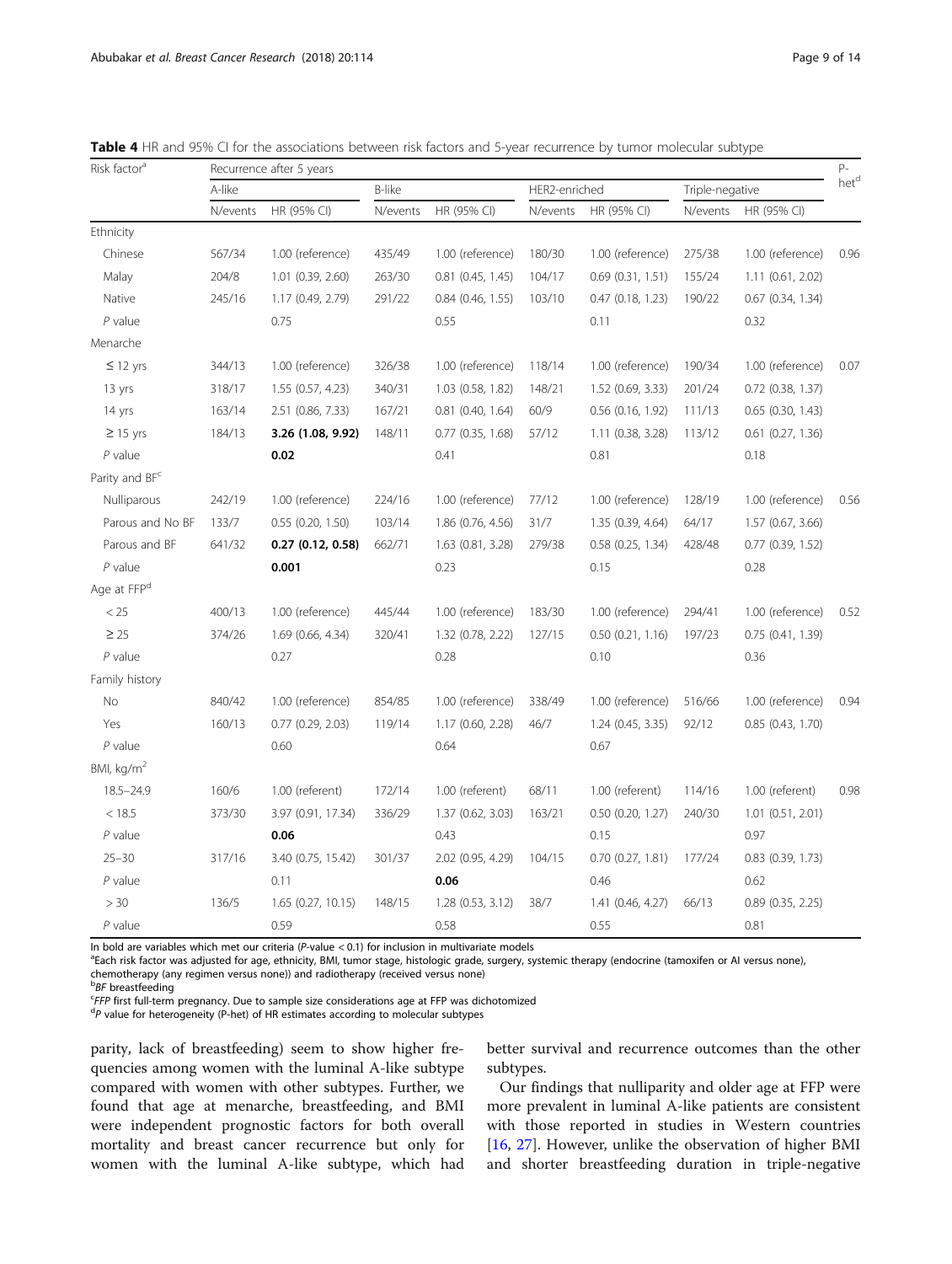**Table 4** HR and 95% CI for the associations between risk factors and 5-year recurrence by tumor molecular subtype

| Risk factor[a] | Recurrence after 5 years | | | | | | | | P-het[d] |
|---|---|---|---|---|---|---|---|---|---|
| | A-like | | B-like | | HER2-enriched | | Triple-negative | | |
| | N/events | HR (95% CI) | N/events | HR (95% CI) | N/events | HR (95% CI) | N/events | HR (95% CI) | |
| Ethnicity | | | | | | | | | |
| Chinese | 567/34 | 1.00 (reference) | 435/49 | 1.00 (reference) | 180/30 | 1.00 (reference) | 275/38 | 1.00 (reference) | 0.96 |
| Malay | 204/8 | 1.01 (0.39, 2.60) | 263/30 | 0.81 (0.45, 1.45) | 104/17 | 0.69 (0.31, 1.51) | 155/24 | 1.11 (0.61, 2.02) | |
| Native | 245/16 | 1.17 (0.49, 2.79) | 291/22 | 0.84 (0.46, 1.55) | 103/10 | 0.47 (0.18, 1.23) | 190/22 | 0.67 (0.34, 1.34) | |
| *P* value | | 0.75 | | 0.55 | | 0.11 | | 0.32 | |
| Menarche | | | | | | | | | |
| ≤ 12 yrs | 344/13 | 1.00 (reference) | 326/38 | 1.00 (reference) | 118/14 | 1.00 (reference) | 190/34 | 1.00 (reference) | 0.07 |
| 13 yrs | 318/17 | 1.55 (0.57, 4.23) | 340/31 | 1.03 (0.58, 1.82) | 148/21 | 1.52 (0.69, 3.33) | 201/24 | 0.72 (0.38, 1.37) | |
| 14 yrs | 163/14 | 2.51 (0.86, 7.33) | 167/21 | 0.81 (0.40, 1.64) | 60/9 | 0.56 (0.16, 1.92) | 111/13 | 0.65 (0.30, 1.43) | |
| ≥ 15 yrs | 184/13 | **3.26 (1.08, 9.92)** | 148/11 | 0.77 (0.35, 1.68) | 57/12 | 1.11 (0.38, 3.28) | 113/12 | 0.61 (0.27, 1.36) | |
| *P* value | | **0.02** | | 0.41 | | 0.81 | | 0.18 | |
| Parity and BF[c] | | | | | | | | | |
| Nulliparous | 242/19 | 1.00 (reference) | 224/16 | 1.00 (reference) | 77/12 | 1.00 (reference) | 128/19 | 1.00 (reference) | 0.56 |
| Parous and No BF | 133/7 | 0.55 (0.20, 1.50) | 103/14 | 1.86 (0.76, 4.56) | 31/7 | 1.35 (0.39, 4.64) | 64/17 | 1.57 (0.67, 3.66) | |
| Parous and BF | 641/32 | **0.27 (0.12, 0.58)** | 662/71 | 1.63 (0.81, 3.28) | 279/38 | 0.58 (0.25, 1.34) | 428/48 | 0.77 (0.39, 1.52) | |
| *P* value | | **0.001** | | 0.23 | | 0.15 | | 0.28 | |
| Age at FFP[d] | | | | | | | | | |
| < 25 | 400/13 | 1.00 (reference) | 445/44 | 1.00 (reference) | 183/30 | 1.00 (reference) | 294/41 | 1.00 (reference) | 0.52 |
| ≥ 25 | 374/26 | 1.69 (0.66, 4.34) | 320/41 | 1.32 (0.78, 2.22) | 127/15 | 0.50 (0.21, 1.16) | 197/23 | 0.75 (0.41, 1.39) | |
| *P* value | | 0.27 | | 0.28 | | 0.10 | | 0.36 | |
| Family history | | | | | | | | | |
| No | 840/42 | 1.00 (reference) | 854/85 | 1.00 (reference) | 338/49 | 1.00 (reference) | 516/66 | 1.00 (reference) | 0.94 |
| Yes | 160/13 | 0.77 (0.29, 2.03) | 119/14 | 1.17 (0.60, 2.28) | 46/7 | 1.24 (0.45, 3.35) | 92/12 | 0.85 (0.43, 1.70) | |
| *P* value | | 0.60 | | 0.64 | | 0.67 | | | |
| BMI, kg/m$^2$ | | | | | | | | | |
| 18.5–24.9 | 160/6 | 1.00 (referent) | 172/14 | 1.00 (referent) | 68/11 | 1.00 (referent) | 114/16 | 1.00 (referent) | 0.98 |
| < 18.5 | 373/30 | 3.97 (0.91, 17.34) | 336/29 | 1.37 (0.62, 3.03) | 163/21 | 0.50 (0.20, 1.27) | 240/30 | 1.01 (0.51, 2.01) | |
| *P* value | | **0.06** | | 0.43 | | 0.15 | | 0.97 | |
| 25–30 | 317/16 | 3.40 (0.75, 15.42) | 301/37 | 2.02 (0.95, 4.29) | 104/15 | 0.70 (0.27, 1.81) | 177/24 | 0.83 (0.39, 1.73) | |
| *P* value | | 0.11 | | **0.06** | | 0.46 | | 0.62 | |
| > 30 | 136/5 | 1.65 (0.27, 10.15) | 148/15 | 1.28 (0.53, 3.12) | 38/7 | 1.41 (0.46, 4.27) | 66/13 | 0.89 (0.35, 2.25) | |
| *P* value | | 0.59 | | 0.58 | | 0.55 | | 0.81 | |

In bold are variables which met our criteria (*P*-value < 0.1) for inclusion in multivariate models

[a]Each risk factor was adjusted for age, ethnicity, BMI, tumor stage, histologic grade, surgery, systemic therapy (endocrine (tamoxifen or AI versus none), chemotherapy (any regimen versus none)) and radiotherapy (received versus none)

[b]*BF* breastfeeding

[c]*FFP* first full-term pregnancy. Due to sample size considerations age at FFP was dichotomized

[d]*P* value for heterogeneity (P-het) of HR estimates according to molecular subtypes

parity, lack of breastfeeding) seem to show higher frequencies among women with the luminal A-like subtype compared with women with other subtypes. Further, we found that age at menarche, breastfeeding, and BMI were independent prognostic factors for both overall mortality and breast cancer recurrence but only for women with the luminal A-like subtype, which had better survival and recurrence outcomes than the other subtypes.

Our findings that nulliparity and older age at FFP were more prevalent in luminal A-like patients are consistent with those reported in studies in Western countries [16, 27]. However, unlike the observation of higher BMI and shorter breastfeeding duration in triple-negative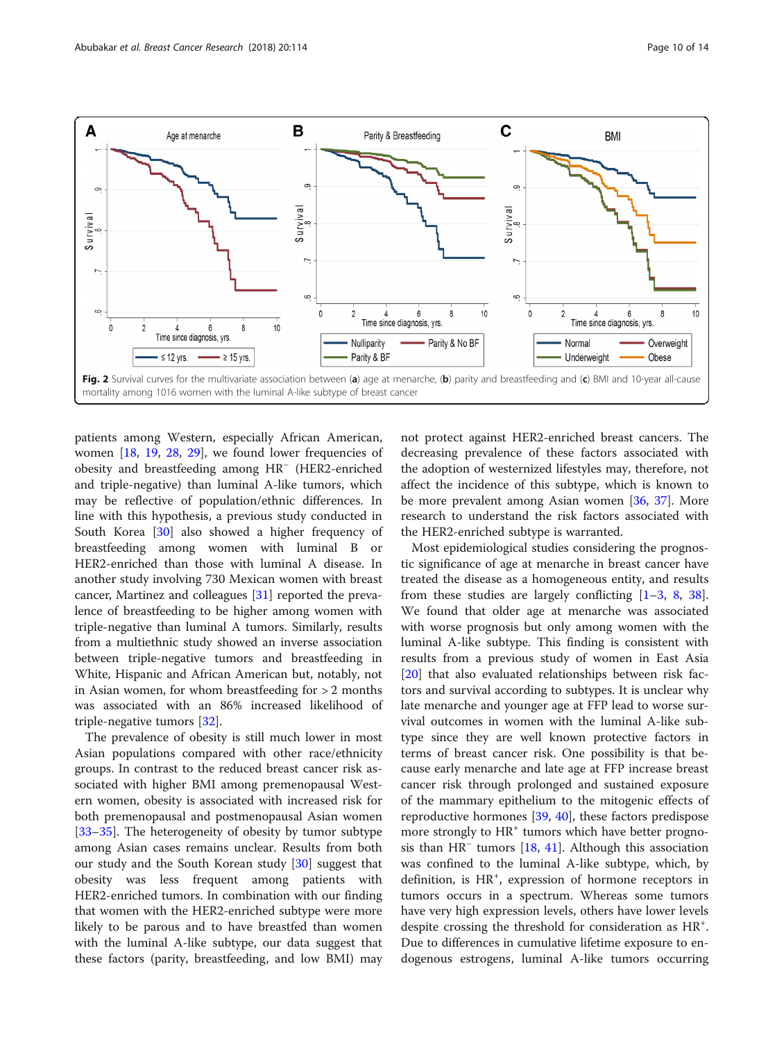**Fig. 2** Survival curves for the multivariate association between (**a**) age at menarche, (**b**) parity and breastfeeding and (**c**) BMI and 10-year all-cause mortality among 1016 women with the luminal A-like subtype of breast cancer

patients among Western, especially African American, women [18, 19, 28, 29], we found lower frequencies of obesity and breastfeeding among HR⁻ (HER2-enriched and triple-negative) than luminal A-like tumors, which may be reflective of population/ethnic differences. In line with this hypothesis, a previous study conducted in South Korea [30] also showed a higher frequency of breastfeeding among women with luminal B or HER2-enriched than those with luminal A disease. In another study involving 730 Mexican women with breast cancer, Martinez and colleagues [31] reported the prevalence of breastfeeding to be higher among women with triple-negative than luminal A tumors. Similarly, results from a multiethnic study showed an inverse association between triple-negative tumors and breastfeeding in White, Hispanic and African American but, notably, not in Asian women, for whom breastfeeding for > 2 months was associated with an 86% increased likelihood of triple-negative tumors [32].

The prevalence of obesity is still much lower in most Asian populations compared with other race/ethnicity groups. In contrast to the reduced breast cancer risk associated with higher BMI among premenopausal Western women, obesity is associated with increased risk for both premenopausal and postmenopausal Asian women [33–35]. The heterogeneity of obesity by tumor subtype among Asian cases remains unclear. Results from both our study and the South Korean study [30] suggest that obesity was less frequent among patients with HER2-enriched tumors. In combination with our finding that women with the HER2-enriched subtype were more likely to be parous and to have breastfed than women with the luminal A-like subtype, our data suggest that these factors (parity, breastfeeding, and low BMI) may not protect against HER2-enriched breast cancers. The decreasing prevalence of these factors associated with the adoption of westernized lifestyles may, therefore, not affect the incidence of this subtype, which is known to be more prevalent among Asian women [36, 37]. More research to understand the risk factors associated with the HER2-enriched subtype is warranted.

Most epidemiological studies considering the prognostic significance of age at menarche in breast cancer have treated the disease as a homogeneous entity, and results from these studies are largely conflicting [1–3, 8, 38]. We found that older age at menarche was associated with worse prognosis but only among women with the luminal A-like subtype. This finding is consistent with results from a previous study of women in East Asia [20] that also evaluated relationships between risk factors and survival according to subtypes. It is unclear why late menarche and younger age at FFP lead to worse survival outcomes in women with the luminal A-like subtype since they are well known protective factors in terms of breast cancer risk. One possibility is that because early menarche and late age at FFP increase breast cancer risk through prolonged and sustained exposure of the mammary epithelium to the mitogenic effects of reproductive hormones [39, 40], these factors predispose more strongly to HR⁺ tumors which have better prognosis than HR⁻ tumors [18, 41]. Although this association was confined to the luminal A-like subtype, which, by definition, is HR⁺, expression of hormone receptors in tumors occurs in a spectrum. Whereas some tumors have very high expression levels, others have lower levels despite crossing the threshold for consideration as HR⁺. Due to differences in cumulative lifetime exposure to endogenous estrogens, luminal A-like tumors occurring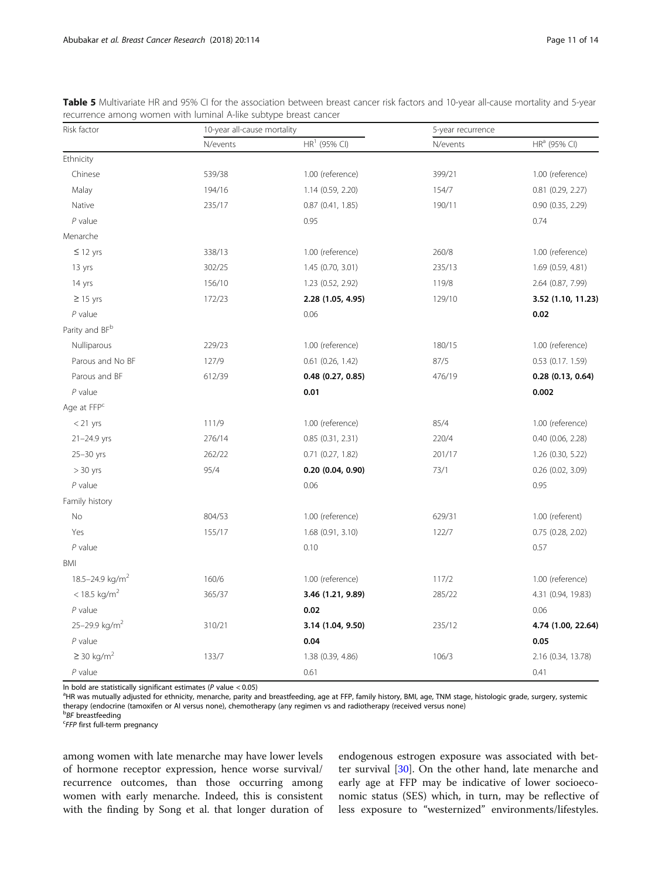**Table 5** Multivariate HR and 95% CI for the association between breast cancer risk factors and 10-year all-cause mortality and 5-year recurrence among women with luminal A-like subtype breast cancer

| Risk factor | 10-year all-cause mortality | | 5-year recurrence | |
|---|---|---|---|---|
| | N/events | HR[1] (95% CI) | N/events | HR[a] (95% CI) |
| Ethnicity | | | | |
| Chinese | 539/38 | 1.00 (reference) | 399/21 | 1.00 (reference) |
| Malay | 194/16 | 1.14 (0.59, 2.20) | 154/7 | 0.81 (0.29, 2.27) |
| Native | 235/17 | 0.87 (0.41, 1.85) | 190/11 | 0.90 (0.35, 2.29) |
| *P* value | | 0.95 | | 0.74 |
| Menarche | | | | |
| ≤ 12 yrs | 338/13 | 1.00 (reference) | 260/8 | 1.00 (reference) |
| 13 yrs | 302/25 | 1.45 (0.70, 3.01) | 235/13 | 1.69 (0.59, 4.81) |
| 14 yrs | 156/10 | 1.23 (0.52, 2.92) | 119/8 | 2.64 (0.87, 7.99) |
| ≥ 15 yrs | 172/23 | **2.28 (1.05, 4.95)** | 129/10 | **3.52 (1.10, 11.23)** |
| *P* value | | 0.06 | | **0.02** |
| Parity and BF[b] | | | | |
| Nulliparous | 229/23 | 1.00 (reference) | 180/15 | 1.00 (reference) |
| Parous and No BF | 127/9 | 0.61 (0.26, 1.42) | 87/5 | 0.53 (0.17. 1.59) |
| Parous and BF | 612/39 | **0.48 (0.27, 0.85)** | 476/19 | **0.28 (0.13, 0.64)** |
| *P* value | | **0.01** | | **0.002** |
| Age at FFP[c] | | | | |
| < 21 yrs | 111/9 | 1.00 (reference) | 85/4 | 1.00 (reference) |
| 21–24.9 yrs | 276/14 | 0.85 (0.31, 2.31) | 220/4 | 0.40 (0.06, 2.28) |
| 25–30 yrs | 262/22 | 0.71 (0.27, 1.82) | 201/17 | 1.26 (0.30, 5.22) |
| > 30 yrs | 95/4 | **0.20 (0.04, 0.90)** | 73/1 | 0.26 (0.02, 3.09) |
| *P* value | | 0.06 | | 0.95 |
| Family history | | | | |
| No | 804/53 | 1.00 (reference) | 629/31 | 1.00 (referent) |
| Yes | 155/17 | 1.68 (0.91, 3.10) | 122/7 | 0.75 (0.28, 2.02) |
| *P* value | | 0.10 | | 0.57 |
| BMI | | | | |
| 18.5–24.9 kg/m$^2$ | 160/6 | 1.00 (reference) | 117/2 | 1.00 (reference) |
| < 18.5 kg/m$^2$ | 365/37 | **3.46 (1.21, 9.89)** | 285/22 | 4.31 (0.94, 19.83) |
| *P* value | | **0.02** | | 0.06 |
| 25–29.9 kg/m$^2$ | 310/21 | **3.14 (1.04, 9.50)** | 235/12 | **4.74 (1.00, 22.64)** |
| *P* value | | **0.04** | | **0.05** |
| ≥ 30 kg/m$^2$ | 133/7 | 1.38 (0.39, 4.86) | 106/3 | 2.16 (0.34, 13.78) |
| *P* value | | 0.61 | | 0.41 |

In bold are statistically significant estimates (*P* value < 0.05)
[a]HR was mutually adjusted for ethnicity, menarche, parity and breastfeeding, age at FFP, family history, BMI, age, TNM stage, histologic grade, surgery, systemic therapy (endocrine (tamoxifen or AI versus none), chemotherapy (any regimen vs and radiotherapy (received versus none)
[b]*BF* breastfeeding
[c]*FFP* first full-term pregnancy

among women with late menarche may have lower levels of hormone receptor expression, hence worse survival/recurrence outcomes, than those occurring among women with early menarche. Indeed, this is consistent with the finding by Song et al. that longer duration of endogenous estrogen exposure was associated with better survival [30]. On the other hand, late menarche and early age at FFP may be indicative of lower socioeconomic status (SES) which, in turn, may be reflective of less exposure to "westernized" environments/lifestyles.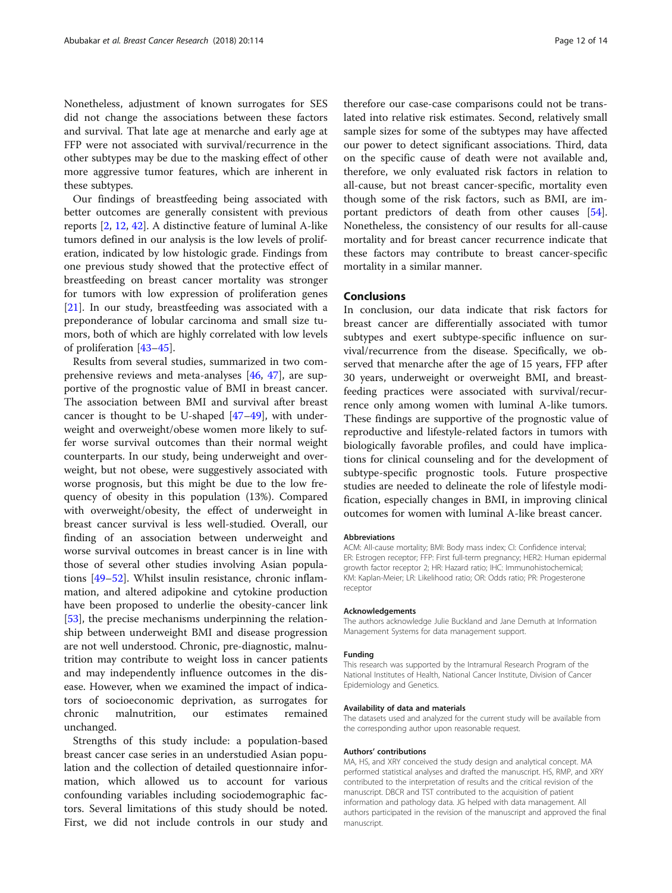Nonetheless, adjustment of known surrogates for SES did not change the associations between these factors and survival. That late age at menarche and early age at FFP were not associated with survival/recurrence in the other subtypes may be due to the masking effect of other more aggressive tumor features, which are inherent in these subtypes.

Our findings of breastfeeding being associated with better outcomes are generally consistent with previous reports [2, 12, 42]. A distinctive feature of luminal A-like tumors defined in our analysis is the low levels of proliferation, indicated by low histologic grade. Findings from one previous study showed that the protective effect of breastfeeding on breast cancer mortality was stronger for tumors with low expression of proliferation genes [21]. In our study, breastfeeding was associated with a preponderance of lobular carcinoma and small size tumors, both of which are highly correlated with low levels of proliferation [43–45].

Results from several studies, summarized in two comprehensive reviews and meta-analyses [46, 47], are supportive of the prognostic value of BMI in breast cancer. The association between BMI and survival after breast cancer is thought to be U-shaped [47–49], with underweight and overweight/obese women more likely to suffer worse survival outcomes than their normal weight counterparts. In our study, being underweight and overweight, but not obese, were suggestively associated with worse prognosis, but this might be due to the low frequency of obesity in this population (13%). Compared with overweight/obesity, the effect of underweight in breast cancer survival is less well-studied. Overall, our finding of an association between underweight and worse survival outcomes in breast cancer is in line with those of several other studies involving Asian populations [49–52]. Whilst insulin resistance, chronic inflammation, and altered adipokine and cytokine production have been proposed to underlie the obesity-cancer link [53], the precise mechanisms underpinning the relationship between underweight BMI and disease progression are not well understood. Chronic, pre-diagnostic, malnutrition may contribute to weight loss in cancer patients and may independently influence outcomes in the disease. However, when we examined the impact of indicators of socioeconomic deprivation, as surrogates for chronic malnutrition, our estimates remained unchanged.

Strengths of this study include: a population-based breast cancer case series in an understudied Asian population and the collection of detailed questionnaire information, which allowed us to account for various confounding variables including sociodemographic factors. Several limitations of this study should be noted. First, we did not include controls in our study and therefore our case-case comparisons could not be translated into relative risk estimates. Second, relatively small sample sizes for some of the subtypes may have affected our power to detect significant associations. Third, data on the specific cause of death were not available and, therefore, we only evaluated risk factors in relation to all-cause, but not breast cancer-specific, mortality even though some of the risk factors, such as BMI, are important predictors of death from other causes [54]. Nonetheless, the consistency of our results for all-cause mortality and for breast cancer recurrence indicate that these factors may contribute to breast cancer-specific mortality in a similar manner.

## Conclusions

In conclusion, our data indicate that risk factors for breast cancer are differentially associated with tumor subtypes and exert subtype-specific influence on survival/recurrence from the disease. Specifically, we observed that menarche after the age of 15 years, FFP after 30 years, underweight or overweight BMI, and breastfeeding practices were associated with survival/recurrence only among women with luminal A-like tumors. These findings are supportive of the prognostic value of reproductive and lifestyle-related factors in tumors with biologically favorable profiles, and could have implications for clinical counseling and for the development of subtype-specific prognostic tools. Future prospective studies are needed to delineate the role of lifestyle modification, especially changes in BMI, in improving clinical outcomes for women with luminal A-like breast cancer.

#### Abbreviations

ACM: All-cause mortality; BMI: Body mass index; CI: Confidence interval; ER: Estrogen receptor; FFP: First full-term pregnancy; HER2: Human epidermal growth factor receptor 2; HR: Hazard ratio; IHC: Immunohistochemical; KM: Kaplan-Meier; LR: Likelihood ratio; OR: Odds ratio; PR: Progesterone receptor

#### Acknowledgements

The authors acknowledge Julie Buckland and Jane Demuth at Information Management Systems for data management support.

#### Funding

This research was supported by the Intramural Research Program of the National Institutes of Health, National Cancer Institute, Division of Cancer Epidemiology and Genetics.

#### Availability of data and materials

The datasets used and analyzed for the current study will be available from the corresponding author upon reasonable request.

#### Authors' contributions

MA, HS, and XRY conceived the study design and analytical concept. MA performed statistical analyses and drafted the manuscript. HS, RMP, and XRY contributed to the interpretation of results and the critical revision of the manuscript. DBCR and TST contributed to the acquisition of patient information and pathology data. JG helped with data management. All authors participated in the revision of the manuscript and approved the final manuscript.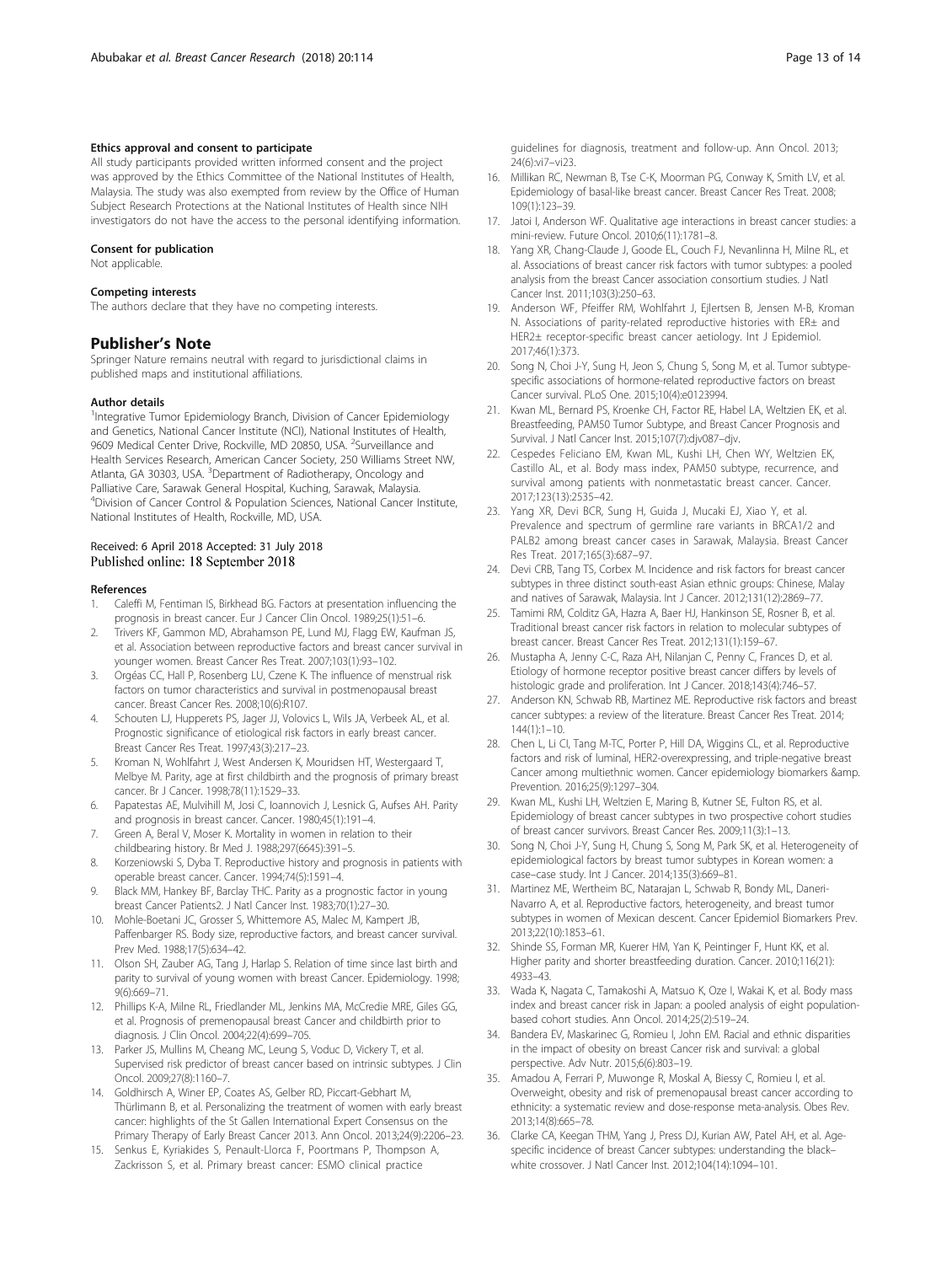#### Ethics approval and consent to participate

All study participants provided written informed consent and the project was approved by the Ethics Committee of the National Institutes of Health, Malaysia. The study was also exempted from review by the Office of Human Subject Research Protections at the National Institutes of Health since NIH investigators do not have the access to the personal identifying information.

#### Consent for publication

Not applicable.

#### Competing interests

The authors declare that they have no competing interests.

## Publisher's Note

Springer Nature remains neutral with regard to jurisdictional claims in published maps and institutional affiliations.

#### Author details

[1]Integrative Tumor Epidemiology Branch, Division of Cancer Epidemiology and Genetics, National Cancer Institute (NCI), National Institutes of Health, 9609 Medical Center Drive, Rockville, MD 20850, USA. [2]Surveillance and Health Services Research, American Cancer Society, 250 Williams Street NW, Atlanta, GA 30303, USA. [3]Department of Radiotherapy, Oncology and Palliative Care, Sarawak General Hospital, Kuching, Sarawak, Malaysia. [4]Division of Cancer Control & Population Sciences, National Cancer Institute, National Institutes of Health, Rockville, MD, USA.

Received: 6 April 2018 Accepted: 31 July 2018
Published online: 18 September 2018

#### References

1. Caleffi M, Fentiman IS, Birkhead BG. Factors at presentation influencing the prognosis in breast cancer. Eur J Cancer Clin Oncol. 1989;25(1):51–6.
2. Trivers KF, Gammon MD, Abrahamson PE, Lund MJ, Flagg EW, Kaufman JS, et al. Association between reproductive factors and breast cancer survival in younger women. Breast Cancer Res Treat. 2007;103(1):93–102.
3. Orgéas CC, Hall P, Rosenberg LU, Czene K. The influence of menstrual risk factors on tumor characteristics and survival in postmenopausal breast cancer. Breast Cancer Res. 2008;10(6):R107.
4. Schouten LJ, Hupperets PS, Jager JJ, Volovics L, Wils JA, Verbeek AL, et al. Prognostic significance of etiological risk factors in early breast cancer. Breast Cancer Res Treat. 1997;43(3):217–23.
5. Kroman N, Wohlfahrt J, West Andersen K, Mouridsen HT, Westergaard T, Melbye M. Parity, age at first childbirth and the prognosis of primary breast cancer. Br J Cancer. 1998;78(11):1529–33.
6. Papatestas AE, Mulvihill M, Josi C, Ioannovich J, Lesnick G, Aufses AH. Parity and prognosis in breast cancer. Cancer. 1980;45(1):191–4.
7. Green A, Beral V, Moser K. Mortality in women in relation to their childbearing history. Br Med J. 1988;297(6645):391–5.
8. Korzeniowski S, Dyba T. Reproductive history and prognosis in patients with operable breast cancer. Cancer. 1994;74(5):1591–4.
9. Black MM, Hankey BF, Barclay THC. Parity as a prognostic factor in young breast Cancer Patients2. J Natl Cancer Inst. 1983;70(1):27–30.
10. Mohle-Boetani JC, Grosser S, Whittemore AS, Malec M, Kampert JB, Paffenbarger RS. Body size, reproductive factors, and breast cancer survival. Prev Med. 1988;17(5):634–42.
11. Olson SH, Zauber AG, Tang J, Harlap S. Relation of time since last birth and parity to survival of young women with breast Cancer. Epidemiology. 1998; 9(6):669–71.
12. Phillips K-A, Milne RL, Friedlander ML, Jenkins MA, McCredie MRE, Giles GG, et al. Prognosis of premenopausal breast Cancer and childbirth prior to diagnosis. J Clin Oncol. 2004;22(4):699–705.
13. Parker JS, Mullins M, Cheang MC, Leung S, Voduc D, Vickery T, et al. Supervised risk predictor of breast cancer based on intrinsic subtypes. J Clin Oncol. 2009;27(8):1160–7.
14. Goldhirsch A, Winer EP, Coates AS, Gelber RD, Piccart-Gebhart M, Thürlimann B, et al. Personalizing the treatment of women with early breast cancer: highlights of the St Gallen International Expert Consensus on the Primary Therapy of Early Breast Cancer 2013. Ann Oncol. 2013;24(9):2206–23.
15. Senkus E, Kyriakides S, Penault-Llorca F, Poortmans P, Thompson A, Zackrisson S, et al. Primary breast cancer: ESMO clinical practice guidelines for diagnosis, treatment and follow-up. Ann Oncol. 2013; 24(6):vi7–vi23.
16. Millikan RC, Newman B, Tse C-K, Moorman PG, Conway K, Smith LV, et al. Epidemiology of basal-like breast cancer. Breast Cancer Res Treat. 2008; 109(1):123–39.
17. Jatoi I, Anderson WF. Qualitative age interactions in breast cancer studies: a mini-review. Future Oncol. 2010;6(11):1781–8.
18. Yang XR, Chang-Claude J, Goode EL, Couch FJ, Nevanlinna H, Milne RL, et al. Associations of breast cancer risk factors with tumor subtypes: a pooled analysis from the breast Cancer association consortium studies. J Natl Cancer Inst. 2011;103(3):250–63.
19. Anderson WF, Pfeiffer RM, Wohlfahrt J, Ejlertsen B, Jensen M-B, Kroman N. Associations of parity-related reproductive histories with ER± and HER2± receptor-specific breast cancer aetiology. Int J Epidemiol. 2017;46(1):373.
20. Song N, Choi J-Y, Sung H, Jeon S, Chung S, Song M, et al. Tumor subtype-specific associations of hormone-related reproductive factors on breast Cancer survival. PLoS One. 2015;10(4):e0123994.
21. Kwan ML, Bernard PS, Kroenke CH, Factor RE, Habel LA, Weltzien EK, et al. Breastfeeding, PAM50 Tumor Subtype, and Breast Cancer Prognosis and Survival. J Natl Cancer Inst. 2015;107(7):djv087–djv.
22. Cespedes Feliciano EM, Kwan ML, Kushi LH, Chen WY, Weltzien EK, Castillo AL, et al. Body mass index, PAM50 subtype, recurrence, and survival among patients with nonmetastatic breast cancer. Cancer. 2017;123(13):2535–42.
23. Yang XR, Devi BCR, Sung H, Guida J, Mucaki EJ, Xiao Y, et al. Prevalence and spectrum of germline rare variants in BRCA1/2 and PALB2 among breast cancer cases in Sarawak, Malaysia. Breast Cancer Res Treat. 2017;165(3):687–97.
24. Devi CRB, Tang TS, Corbex M. Incidence and risk factors for breast cancer subtypes in three distinct south-east Asian ethnic groups: Chinese, Malay and natives of Sarawak, Malaysia. Int J Cancer. 2012;131(12):2869–77.
25. Tamimi RM, Colditz GA, Hazra A, Baer HJ, Hankinson SE, Rosner B, et al. Traditional breast cancer risk factors in relation to molecular subtypes of breast cancer. Breast Cancer Res Treat. 2012;131(1):159–67.
26. Mustapha A, Jenny C-C, Raza AH, Nilanjan C, Penny C, Frances D, et al. Etiology of hormone receptor positive breast cancer differs by levels of histologic grade and proliferation. Int J Cancer. 2018;143(4):746–57.
27. Anderson KN, Schwab RB, Martinez ME. Reproductive risk factors and breast cancer subtypes: a review of the literature. Breast Cancer Res Treat. 2014; 144(1):1–10.
28. Chen L, Li CI, Tang M-TC, Porter P, Hill DA, Wiggins CL, et al. Reproductive factors and risk of luminal, HER2-overexpressing, and triple-negative breast Cancer among multiethnic women. Cancer epidemiology biomarkers &amp. Prevention. 2016;25(9):1297–304.
29. Kwan ML, Kushi LH, Weltzien E, Maring B, Kutner SE, Fulton RS, et al. Epidemiology of breast cancer subtypes in two prospective cohort studies of breast cancer survivors. Breast Cancer Res. 2009;11(3):1–13.
30. Song N, Choi J-Y, Sung H, Chung S, Song M, Park SK, et al. Heterogeneity of epidemiological factors by breast tumor subtypes in Korean women: a case–case study. Int J Cancer. 2014;135(3):669–81.
31. Martinez ME, Wertheim BC, Natarajan L, Schwab R, Bondy ML, Daneri-Navarro A, et al. Reproductive factors, heterogeneity, and breast tumor subtypes in women of Mexican descent. Cancer Epidemiol Biomarkers Prev. 2013;22(10):1853–61.
32. Shinde SS, Forman MR, Kuerer HM, Yan K, Peintinger F, Hunt KK, et al. Higher parity and shorter breastfeeding duration. Cancer. 2010;116(21): 4933–43.
33. Wada K, Nagata C, Tamakoshi A, Matsuo K, Oze I, Wakai K, et al. Body mass index and breast cancer risk in Japan: a pooled analysis of eight population-based cohort studies. Ann Oncol. 2014;25(2):519–24.
34. Bandera EV, Maskarinec G, Romieu I, John EM. Racial and ethnic disparities in the impact of obesity on breast Cancer risk and survival: a global perspective. Adv Nutr. 2015;6(6):803–19.
35. Amadou A, Ferrari P, Muwonge R, Moskal A, Biessy C, Romieu I, et al. Overweight, obesity and risk of premenopausal breast cancer according to ethnicity: a systematic review and dose-response meta-analysis. Obes Rev. 2013;14(8):665–78.
36. Clarke CA, Keegan THM, Yang J, Press DJ, Kurian AW, Patel AH, et al. Age-specific incidence of breast Cancer subtypes: understanding the black–white crossover. J Natl Cancer Inst. 2012;104(14):1094–101.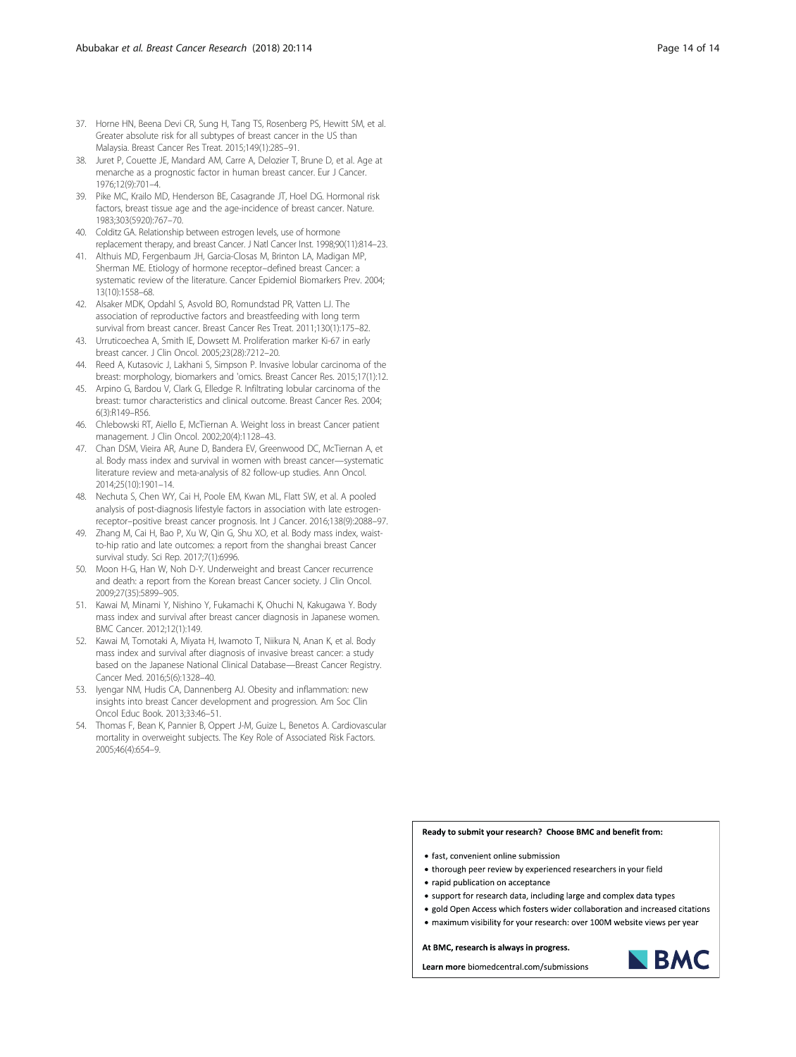37. Horne HN, Beena Devi CR, Sung H, Tang TS, Rosenberg PS, Hewitt SM, et al. Greater absolute risk for all subtypes of breast cancer in the US than Malaysia. Breast Cancer Res Treat. 2015;149(1):285–91.
38. Juret P, Couette JE, Mandard AM, Carre A, Delozier T, Brune D, et al. Age at menarche as a prognostic factor in human breast cancer. Eur J Cancer. 1976;12(9):701–4.
39. Pike MC, Krailo MD, Henderson BE, Casagrande JT, Hoel DG. Hormonal risk factors, breast tissue age and the age-incidence of breast cancer. Nature. 1983;303(5920):767–70.
40. Colditz GA. Relationship between estrogen levels, use of hormone replacement therapy, and breast Cancer. J Natl Cancer Inst. 1998;90(11):814–23.
41. Althuis MD, Fergenbaum JH, Garcia-Closas M, Brinton LA, Madigan MP, Sherman ME. Etiology of hormone receptor–defined breast Cancer: a systematic review of the literature. Cancer Epidemiol Biomarkers Prev. 2004; 13(10):1558–68.
42. Alsaker MDK, Opdahl S, Asvold BO, Romundstad PR, Vatten LJ. The association of reproductive factors and breastfeeding with long term survival from breast cancer. Breast Cancer Res Treat. 2011;130(1):175–82.
43. Urruticoechea A, Smith IE, Dowsett M. Proliferation marker Ki-67 in early breast cancer. J Clin Oncol. 2005;23(28):7212–20.
44. Reed A, Kutasovic J, Lakhani S, Simpson P. Invasive lobular carcinoma of the breast: morphology, biomarkers and 'omics. Breast Cancer Res. 2015;17(1):12.
45. Arpino G, Bardou V, Clark G, Elledge R. Infiltrating lobular carcinoma of the breast: tumor characteristics and clinical outcome. Breast Cancer Res. 2004; 6(3):R149–R56.
46. Chlebowski RT, Aiello E, McTiernan A. Weight loss in breast Cancer patient management. J Clin Oncol. 2002;20(4):1128–43.
47. Chan DSM, Vieira AR, Aune D, Bandera EV, Greenwood DC, McTiernan A, et al. Body mass index and survival in women with breast cancer—systematic literature review and meta-analysis of 82 follow-up studies. Ann Oncol. 2014;25(10):1901–14.
48. Nechuta S, Chen WY, Cai H, Poole EM, Kwan ML, Flatt SW, et al. A pooled analysis of post-diagnosis lifestyle factors in association with late estrogen-receptor–positive breast cancer prognosis. Int J Cancer. 2016;138(9):2088–97.
49. Zhang M, Cai H, Bao P, Xu W, Qin G, Shu XO, et al. Body mass index, waist-to-hip ratio and late outcomes: a report from the shanghai breast Cancer survival study. Sci Rep. 2017;7(1):6996.
50. Moon H-G, Han W, Noh D-Y. Underweight and breast Cancer recurrence and death: a report from the Korean breast Cancer society. J Clin Oncol. 2009;27(35):5899–905.
51. Kawai M, Minami Y, Nishino Y, Fukamachi K, Ohuchi N, Kakugawa Y. Body mass index and survival after breast cancer diagnosis in Japanese women. BMC Cancer. 2012;12(1):149.
52. Kawai M, Tomotaki A, Miyata H, Iwamoto T, Niikura N, Anan K, et al. Body mass index and survival after diagnosis of invasive breast cancer: a study based on the Japanese National Clinical Database—Breast Cancer Registry. Cancer Med. 2016;5(6):1328–40.
53. Iyengar NM, Hudis CA, Dannenberg AJ. Obesity and inflammation: new insights into breast Cancer development and progression. Am Soc Clin Oncol Educ Book. 2013;33:46–51.
54. Thomas F, Bean K, Pannier B, Oppert J-M, Guize L, Benetos A. Cardiovascular mortality in overweight subjects. The Key Role of Associated Risk Factors. 2005;46(4):654–9.

**Ready to submit your research? Choose BMC and benefit from:**

- fast, convenient online submission
- thorough peer review by experienced researchers in your field
- rapid publication on acceptance
- support for research data, including large and complex data types
- gold Open Access which fosters wider collaboration and increased citations
- maximum visibility for your research: over 100M website views per year

**At BMC, research is always in progress.**

**Learn more** biomedcentral.com/submissions

BMC